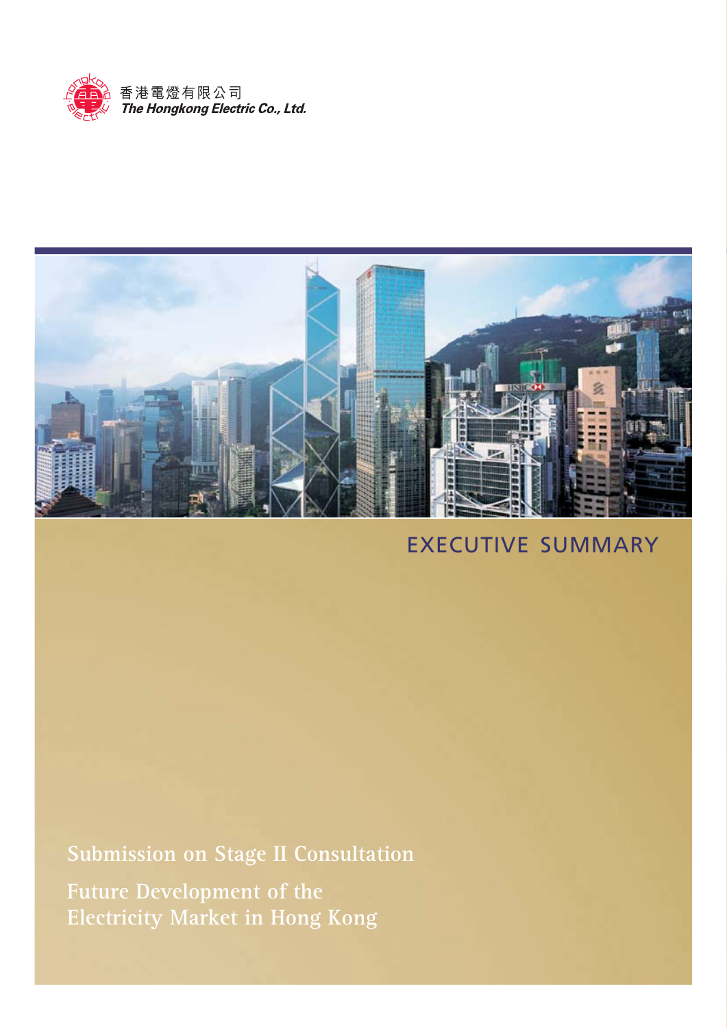香港電燈有限公司
*The Hongkong Electric Co., Ltd.*

# EXECUTIVE SUMMARY

## Submission on Stage II Consultation

## Future Development of the Electricity Market in Hong Kong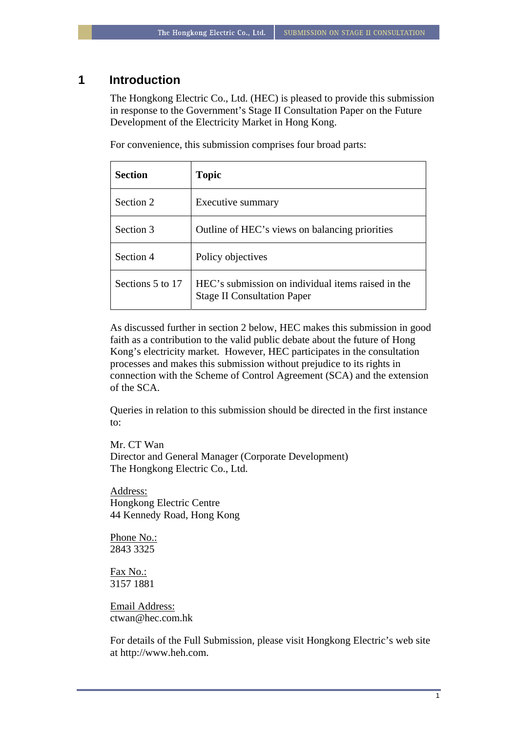# 1 Introduction

The Hongkong Electric Co., Ltd. (HEC) is pleased to provide this submission in response to the Government's Stage II Consultation Paper on the Future Development of the Electricity Market in Hong Kong.

For convenience, this submission comprises four broad parts:

| **Section** | **Topic** |
|---|---|
| Section 2 | Executive summary |
| Section 3 | Outline of HEC's views on balancing priorities |
| Section 4 | Policy objectives |
| Sections 5 to 17 | HEC's submission on individual items raised in the Stage II Consultation Paper |

As discussed further in section 2 below, HEC makes this submission in good faith as a contribution to the valid public debate about the future of Hong Kong's electricity market. However, HEC participates in the consultation processes and makes this submission without prejudice to its rights in connection with the Scheme of Control Agreement (SCA) and the extension of the SCA.

Queries in relation to this submission should be directed in the first instance to:

Mr. CT Wan
Director and General Manager (Corporate Development)
The Hongkong Electric Co., Ltd.

Address:
Hongkong Electric Centre
44 Kennedy Road, Hong Kong

Phone No.:
2843 3325

Fax No.:
3157 1881

Email Address:
ctwan@hec.com.hk

For details of the Full Submission, please visit Hongkong Electric's web site at http://www.heh.com.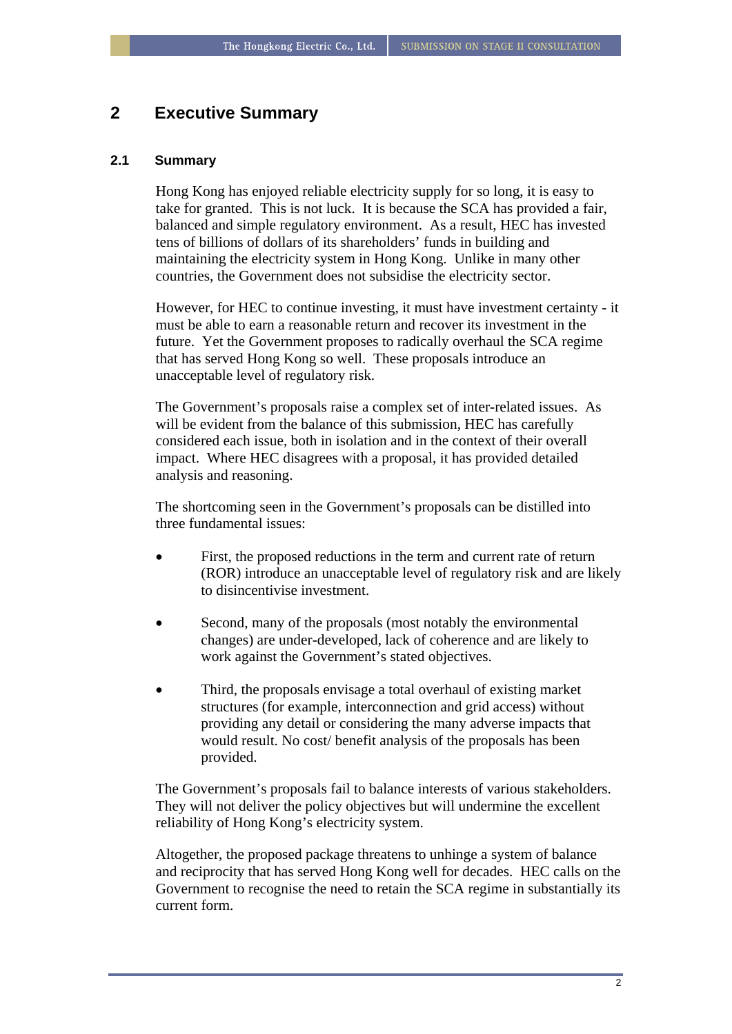# 2 Executive Summary

## 2.1 Summary

Hong Kong has enjoyed reliable electricity supply for so long, it is easy to take for granted. This is not luck. It is because the SCA has provided a fair, balanced and simple regulatory environment. As a result, HEC has invested tens of billions of dollars of its shareholders' funds in building and maintaining the electricity system in Hong Kong. Unlike in many other countries, the Government does not subsidise the electricity sector.

However, for HEC to continue investing, it must have investment certainty - it must be able to earn a reasonable return and recover its investment in the future. Yet the Government proposes to radically overhaul the SCA regime that has served Hong Kong so well. These proposals introduce an unacceptable level of regulatory risk.

The Government's proposals raise a complex set of inter-related issues. As will be evident from the balance of this submission, HEC has carefully considered each issue, both in isolation and in the context of their overall impact. Where HEC disagrees with a proposal, it has provided detailed analysis and reasoning.

The shortcoming seen in the Government's proposals can be distilled into three fundamental issues:

- First, the proposed reductions in the term and current rate of return (ROR) introduce an unacceptable level of regulatory risk and are likely to disincentivise investment.
- Second, many of the proposals (most notably the environmental changes) are under-developed, lack of coherence and are likely to work against the Government's stated objectives.
- Third, the proposals envisage a total overhaul of existing market structures (for example, interconnection and grid access) without providing any detail or considering the many adverse impacts that would result. No cost/ benefit analysis of the proposals has been provided.

The Government's proposals fail to balance interests of various stakeholders. They will not deliver the policy objectives but will undermine the excellent reliability of Hong Kong's electricity system.

Altogether, the proposed package threatens to unhinge a system of balance and reciprocity that has served Hong Kong well for decades. HEC calls on the Government to recognise the need to retain the SCA regime in substantially its current form.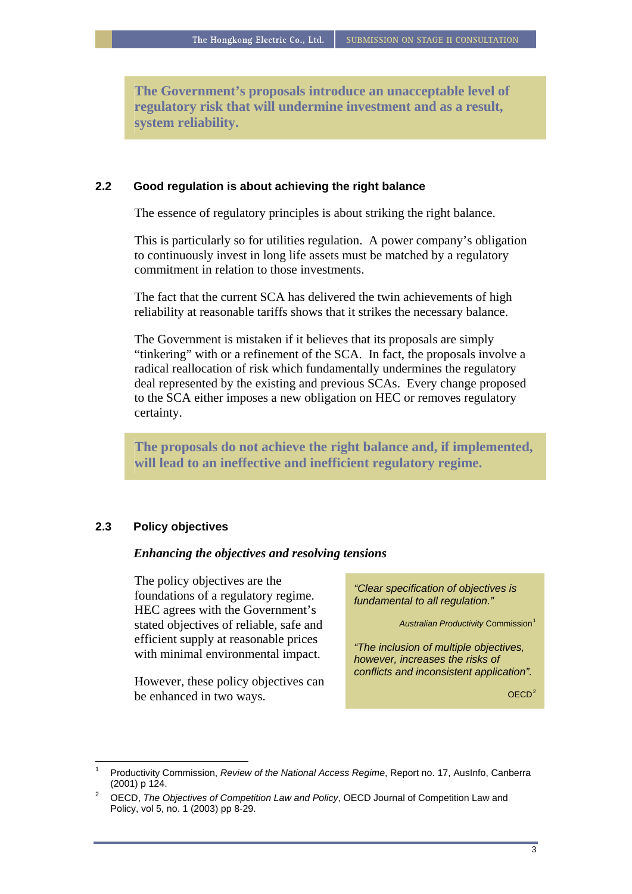**The Government's proposals introduce an unacceptable level of regulatory risk that will undermine investment and as a result, system reliability.**

## 2.2 Good regulation is about achieving the right balance

The essence of regulatory principles is about striking the right balance.

This is particularly so for utilities regulation. A power company's obligation to continuously invest in long life assets must be matched by a regulatory commitment in relation to those investments.

The fact that the current SCA has delivered the twin achievements of high reliability at reasonable tariffs shows that it strikes the necessary balance.

The Government is mistaken if it believes that its proposals are simply "tinkering" with or a refinement of the SCA. In fact, the proposals involve a radical reallocation of risk which fundamentally undermines the regulatory deal represented by the existing and previous SCAs. Every change proposed to the SCA either imposes a new obligation on HEC or removes regulatory certainty.

**The proposals do not achieve the right balance and, if implemented, will lead to an ineffective and inefficient regulatory regime.**

## 2.3 Policy objectives

### *Enhancing the objectives and resolving tensions*

The policy objectives are the foundations of a regulatory regime. HEC agrees with the Government's stated objectives of reliable, safe and efficient supply at reasonable prices with minimal environmental impact.

However, these policy objectives can be enhanced in two ways.

> *"Clear specification of objectives is fundamental to all regulation."*
>
> *Australian Productivity* Commission[1]
>
> *"The inclusion of multiple objectives, however, increases the risks of conflicts and inconsistent application".*
>
> OECD[2]

---

[1] Productivity Commission, *Review of the National Access Regime*, Report no. 17, AusInfo, Canberra (2001) p 124.

[2] OECD, *The Objectives of Competition Law and Policy*, OECD Journal of Competition Law and Policy, vol 5, no. 1 (2003) pp 8-29.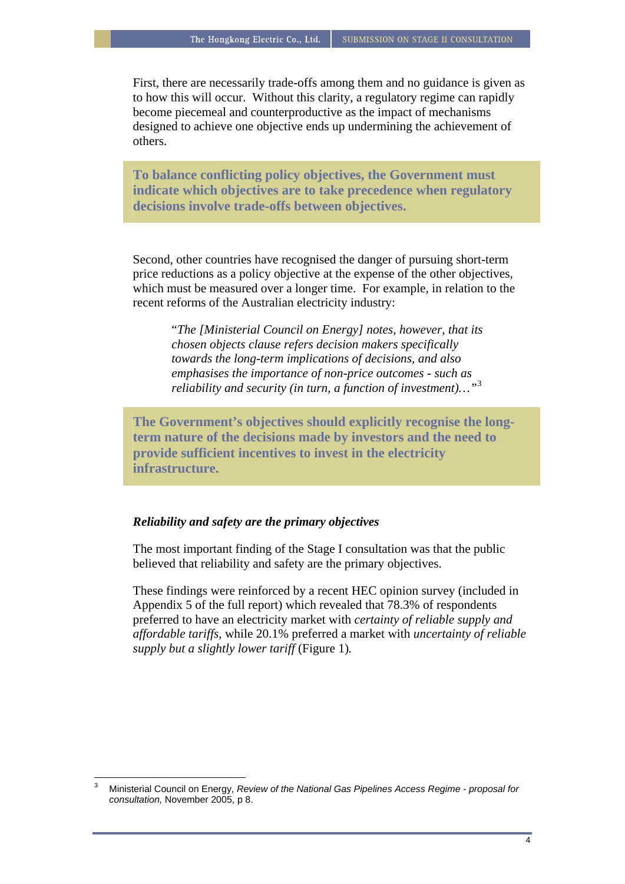First, there are necessarily trade-offs among them and no guidance is given as to how this will occur. Without this clarity, a regulatory regime can rapidly become piecemeal and counterproductive as the impact of mechanisms designed to achieve one objective ends up undermining the achievement of others.

**To balance conflicting policy objectives, the Government must indicate which objectives are to take precedence when regulatory decisions involve trade-offs between objectives.**

Second, other countries have recognised the danger of pursuing short-term price reductions as a policy objective at the expense of the other objectives, which must be measured over a longer time. For example, in relation to the recent reforms of the Australian electricity industry:

> "*The [Ministerial Council on Energy] notes, however, that its chosen objects clause refers decision makers specifically towards the long-term implications of decisions, and also emphasises the importance of non-price outcomes - such as reliability and security (in turn, a function of investment)…*"[3]

**The Government's objectives should explicitly recognise the long-term nature of the decisions made by investors and the need to provide sufficient incentives to invest in the electricity infrastructure.**

***Reliability and safety are the primary objectives***

The most important finding of the Stage I consultation was that the public believed that reliability and safety are the primary objectives.

These findings were reinforced by a recent HEC opinion survey (included in Appendix 5 of the full report) which revealed that 78.3% of respondents preferred to have an electricity market with *certainty of reliable supply and affordable tariffs*, while 20.1% preferred a market with *uncertainty of reliable supply but a slightly lower tariff* (Figure 1).

---

[3] Ministerial Council on Energy, *Review of the National Gas Pipelines Access Regime - proposal for consultation,* November 2005, p 8.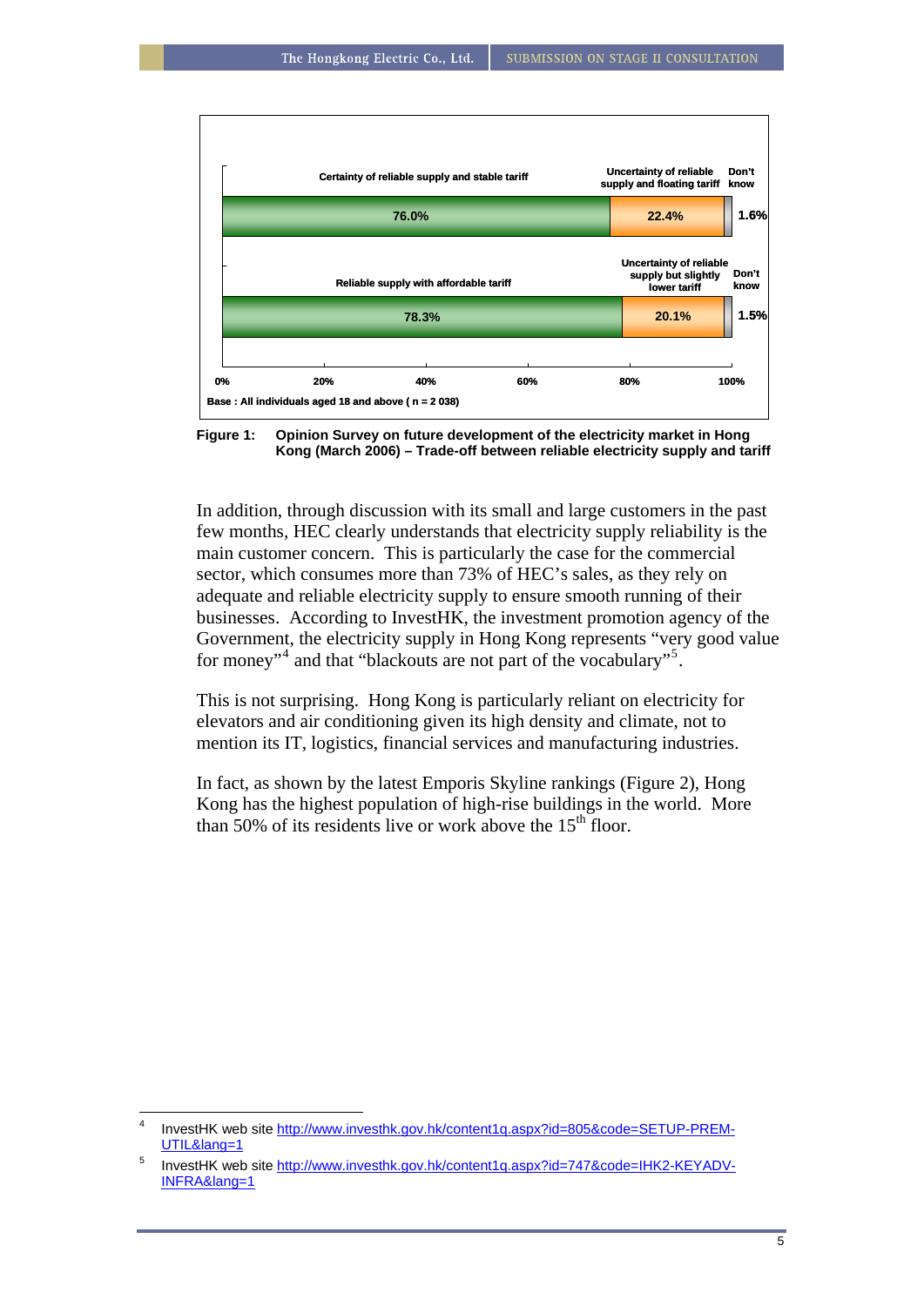| | Certainty of reliable supply and stable tariff | Uncertainty of reliable supply and floating tariff | Don't know |
|---|---|---|---|
| | 76.0% | 22.4% | 1.6% |
| | **Reliable supply with affordable tariff** | **Uncertainty of reliable supply but slightly lower tariff** | **Don't know** |
| | 78.3% | 20.1% | 1.5% |

Base : All individuals aged 18 and above ( n = 2 038)

**Figure 1: Opinion Survey on future development of the electricity market in Hong Kong (March 2006) – Trade-off between reliable electricity supply and tariff**

In addition, through discussion with its small and large customers in the past few months, HEC clearly understands that electricity supply reliability is the main customer concern. This is particularly the case for the commercial sector, which consumes more than 73% of HEC's sales, as they rely on adequate and reliable electricity supply to ensure smooth running of their businesses. According to InvestHK, the investment promotion agency of the Government, the electricity supply in Hong Kong represents "very good value for money"[4] and that "blackouts are not part of the vocabulary"[5].

This is not surprising. Hong Kong is particularly reliant on electricity for elevators and air conditioning given its high density and climate, not to mention its IT, logistics, financial services and manufacturing industries.

In fact, as shown by the latest Emporis Skyline rankings (Figure 2), Hong Kong has the highest population of high-rise buildings in the world. More than 50% of its residents live or work above the 15th floor.

---

[4] InvestHK web site http://www.investhk.gov.hk/content1q.aspx?id=805&code=SETUP-PREM-UTIL&lang=1

[5] InvestHK web site http://www.investhk.gov.hk/content1q.aspx?id=747&code=IHK2-KEYADV-INFRA&lang=1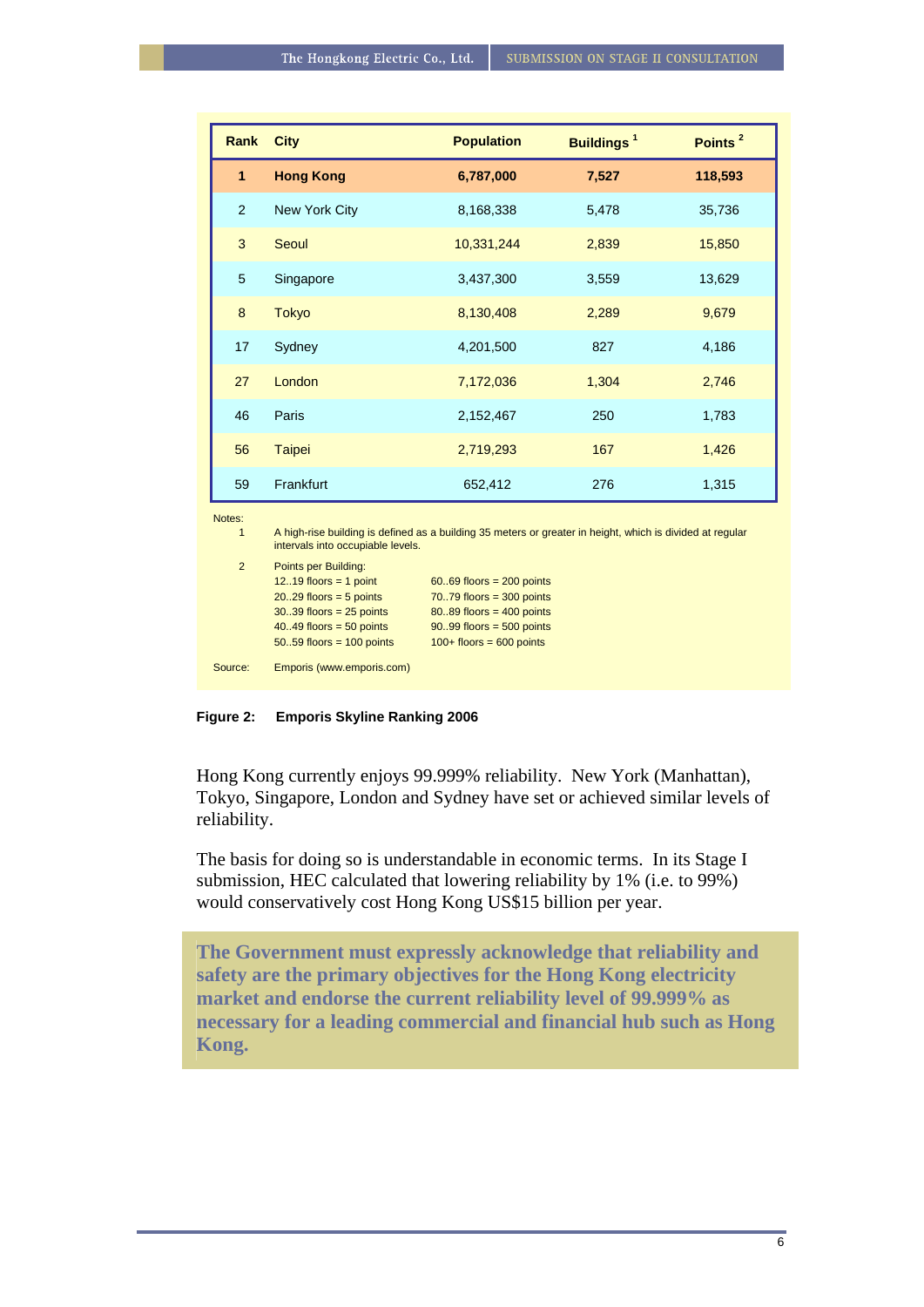| Rank | City | Population | Buildings [1] | Points [2] |
|---|---|---|---|---|
| **1** | **Hong Kong** | **6,787,000** | **7,527** | **118,593** |
| 2 | New York City | 8,168,338 | 5,478 | 35,736 |
| 3 | Seoul | 10,331,244 | 2,839 | 15,850 |
| 5 | Singapore | 3,437,300 | 3,559 | 13,629 |
| 8 | Tokyo | 8,130,408 | 2,289 | 9,679 |
| 17 | Sydney | 4,201,500 | 827 | 4,186 |
| 27 | London | 7,172,036 | 1,304 | 2,746 |
| 46 | Paris | 2,152,467 | 250 | 1,783 |
| 56 | Taipei | 2,719,293 | 167 | 1,426 |
| 59 | Frankfurt | 652,412 | 276 | 1,315 |

Notes:

1. A high-rise building is defined as a building 35 meters or greater in height, which is divided at regular intervals into occupiable levels.
2. Points per Building:
   - 12..19 floors = 1 point
   - 20..29 floors = 5 points
   - 30..39 floors = 25 points
   - 40..49 floors = 50 points
   - 50..59 floors = 100 points
   - 60..69 floors = 200 points
   - 70..79 floors = 300 points
   - 80..89 floors = 400 points
   - 90..99 floors = 500 points
   - 100+ floors = 600 points

Source: Emporis (www.emporis.com)

**Figure 2: Emporis Skyline Ranking 2006**

Hong Kong currently enjoys 99.999% reliability. New York (Manhattan), Tokyo, Singapore, London and Sydney have set or achieved similar levels of reliability.

The basis for doing so is understandable in economic terms. In its Stage I submission, HEC calculated that lowering reliability by 1% (i.e. to 99%) would conservatively cost Hong Kong US$15 billion per year.

**The Government must expressly acknowledge that reliability and safety are the primary objectives for the Hong Kong electricity market and endorse the current reliability level of 99.999% as necessary for a leading commercial and financial hub such as Hong Kong.**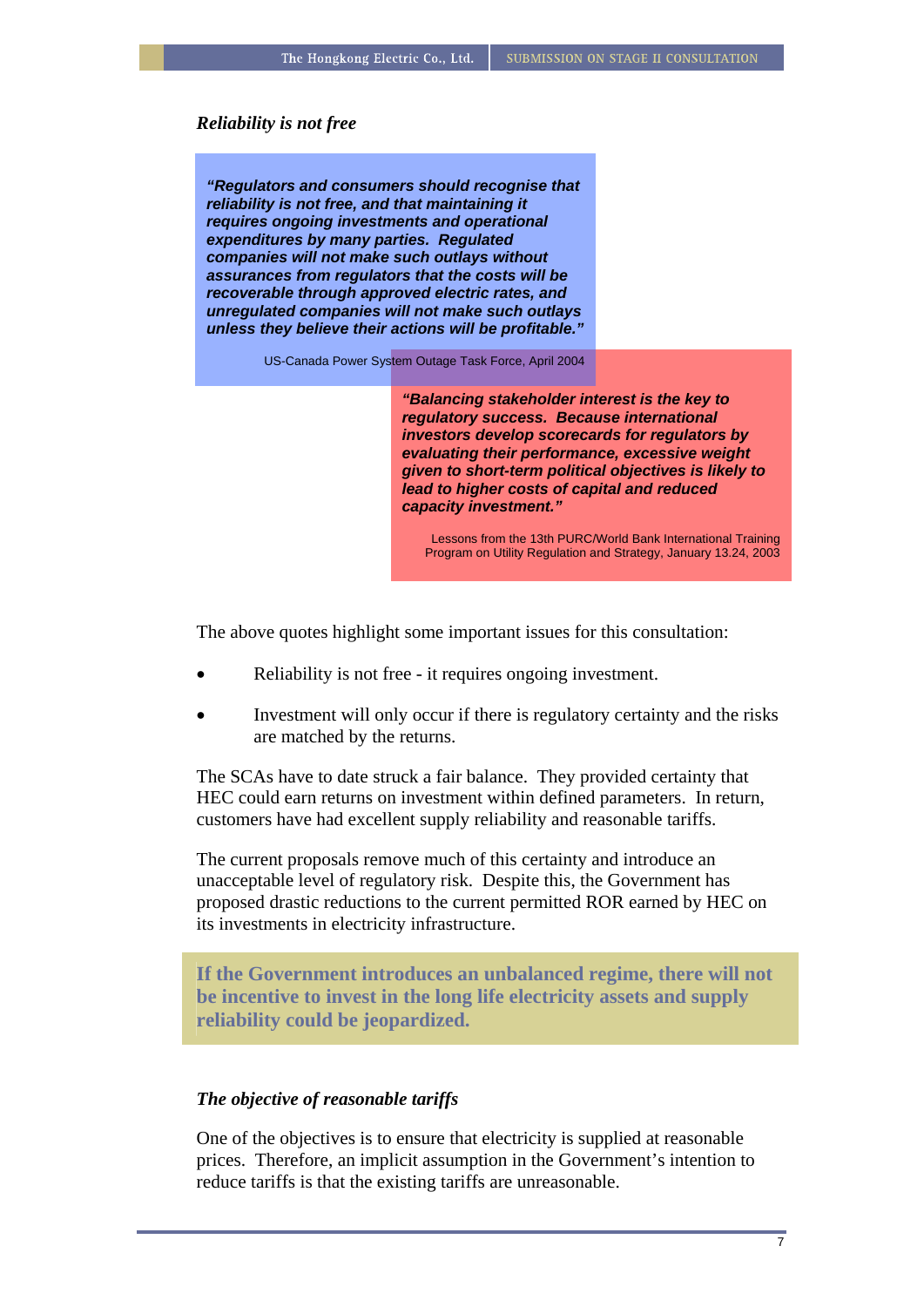### *Reliability is not free*

> ***"Regulators and consumers should recognise that reliability is not free, and that maintaining it requires ongoing investments and operational expenditures by many parties. Regulated companies will not make such outlays without assurances from regulators that the costs will be recoverable through approved electric rates, and unregulated companies will not make such outlays unless they believe their actions will be profitable."***
>
> US-Canada Power System Outage Task Force, April 2004

> ***"Balancing stakeholder interest is the key to regulatory success. Because international investors develop scorecards for regulators by evaluating their performance, excessive weight given to short-term political objectives is likely to lead to higher costs of capital and reduced capacity investment."***
>
> Lessons from the 13th PURC/World Bank International Training Program on Utility Regulation and Strategy, January 13.24, 2003

The above quotes highlight some important issues for this consultation:

- Reliability is not free - it requires ongoing investment.
- Investment will only occur if there is regulatory certainty and the risks are matched by the returns.

The SCAs have to date struck a fair balance. They provided certainty that HEC could earn returns on investment within defined parameters. In return, customers have had excellent supply reliability and reasonable tariffs.

The current proposals remove much of this certainty and introduce an unacceptable level of regulatory risk. Despite this, the Government has proposed drastic reductions to the current permitted ROR earned by HEC on its investments in electricity infrastructure.

**If the Government introduces an unbalanced regime, there will not be incentive to invest in the long life electricity assets and supply reliability could be jeopardized.**

### *The objective of reasonable tariffs*

One of the objectives is to ensure that electricity is supplied at reasonable prices. Therefore, an implicit assumption in the Government's intention to reduce tariffs is that the existing tariffs are unreasonable.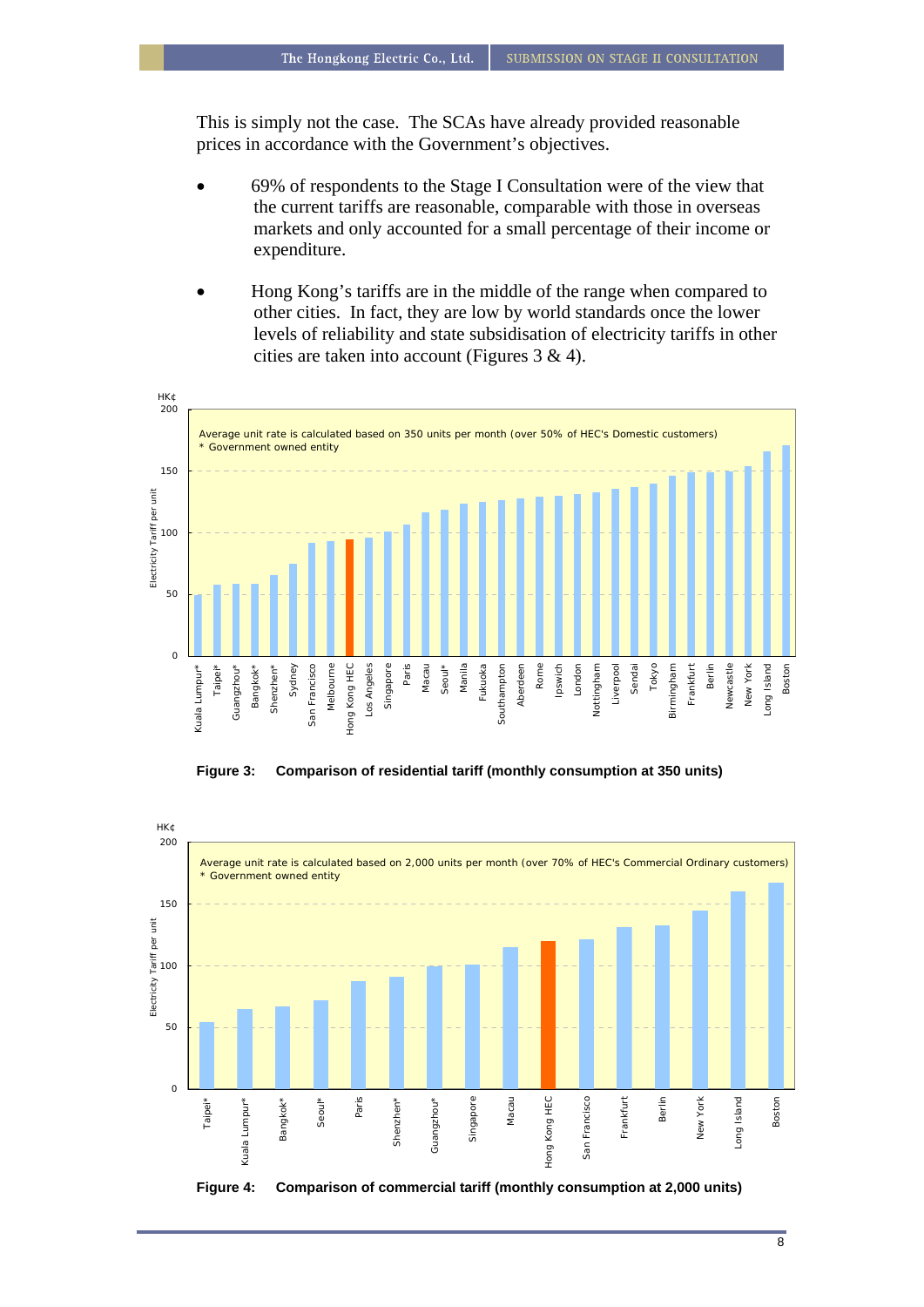This is simply not the case. The SCAs have already provided reasonable prices in accordance with the Government's objectives.

- 69% of respondents to the Stage I Consultation were of the view that the current tariffs are reasonable, comparable with those in overseas markets and only accounted for a small percentage of their income or expenditure.
- Hong Kong's tariffs are in the middle of the range when compared to other cities. In fact, they are low by world standards once the lower levels of reliability and state subsidisation of electricity tariffs in other cities are taken into account (Figures 3 & 4).

**Figure 3: Comparison of residential tariff (monthly consumption at 350 units)**

**Figure 4: Comparison of commercial tariff (monthly consumption at 2,000 units)**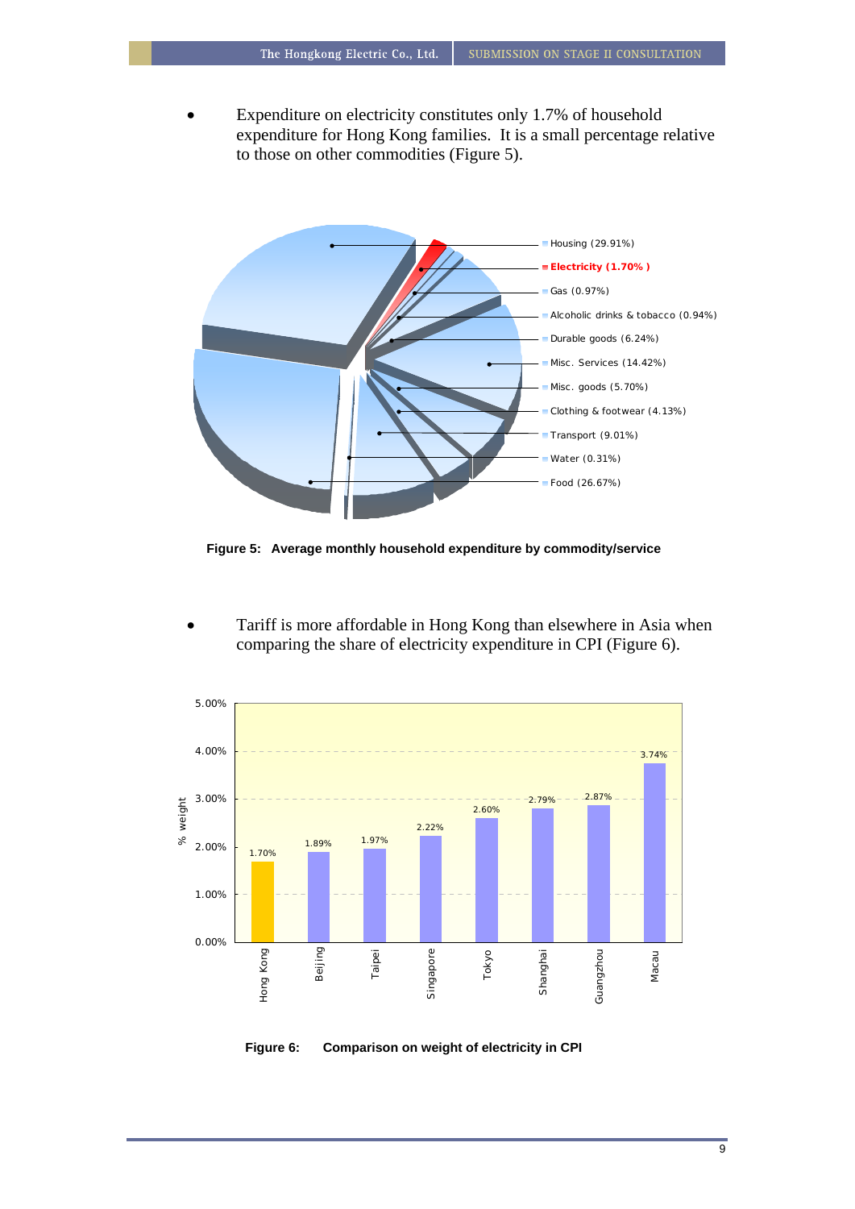- Expenditure on electricity constitutes only 1.7% of household expenditure for Hong Kong families. It is a small percentage relative to those on other commodities (Figure 5).

Housing (29.91%)
Electricity (1.70% )
Gas (0.97%)
Alcoholic drinks & tobacco (0.94%)
Durable goods (6.24%)
Misc. Services (14.42%)
Misc. goods (5.70%)
Clothing & footwear (4.13%)
Transport (9.01%)
Water (0.31%)
Food (26.67%)

**Figure 5: Average monthly household expenditure by commodity/service**

- Tariff is more affordable in Hong Kong than elsewhere in Asia when comparing the share of electricity expenditure in CPI (Figure 6).

| City | % weight |
|---|---|
| Hong Kong | 1.70% |
| Beijing | 1.89% |
| Taipei | 1.97% |
| Singapore | 2.22% |
| Tokyo | 2.60% |
| Shanghai | 2.79% |
| Guangzhou | 2.87% |
| Macau | 3.74% |

**Figure 6: Comparison on weight of electricity in CPI**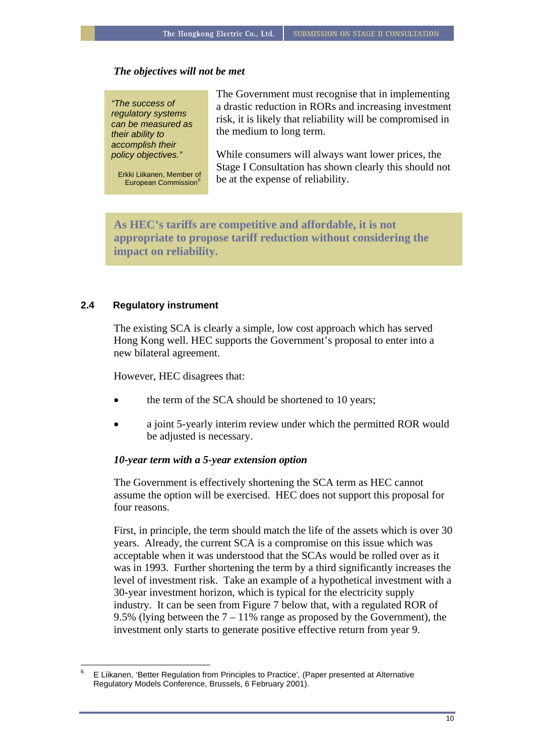***The objectives will not be met***

> *"The success of regulatory systems can be measured as their ability to accomplish their policy objectives."*
>
> Erkki Liikanen, Member of European Commission[6]

The Government must recognise that in implementing a drastic reduction in RORs and increasing investment risk, it is likely that reliability will be compromised in the medium to long term.

While consumers will always want lower prices, the Stage I Consultation has shown clearly this should not be at the expense of reliability.

**As HEC's tariffs are competitive and affordable, it is not appropriate to propose tariff reduction without considering the impact on reliability.**

## 2.4 Regulatory instrument

The existing SCA is clearly a simple, low cost approach which has served Hong Kong well. HEC supports the Government's proposal to enter into a new bilateral agreement.

However, HEC disagrees that:

- the term of the SCA should be shortened to 10 years;
- a joint 5-yearly interim review under which the permitted ROR would be adjusted is necessary.

***10-year term with a 5-year extension option***

The Government is effectively shortening the SCA term as HEC cannot assume the option will be exercised. HEC does not support this proposal for four reasons.

First, in principle, the term should match the life of the assets which is over 30 years. Already, the current SCA is a compromise on this issue which was acceptable when it was understood that the SCAs would be rolled over as it was in 1993. Further shortening the term by a third significantly increases the level of investment risk. Take an example of a hypothetical investment with a 30-year investment horizon, which is typical for the electricity supply industry. It can be seen from Figure 7 below that, with a regulated ROR of 9.5% (lying between the 7 – 11% range as proposed by the Government), the investment only starts to generate positive effective return from year 9.

---

[6] E Liikanen, 'Better Regulation from Principles to Practice', (Paper presented at Alternative Regulatory Models Conference, Brussels, 6 February 2001).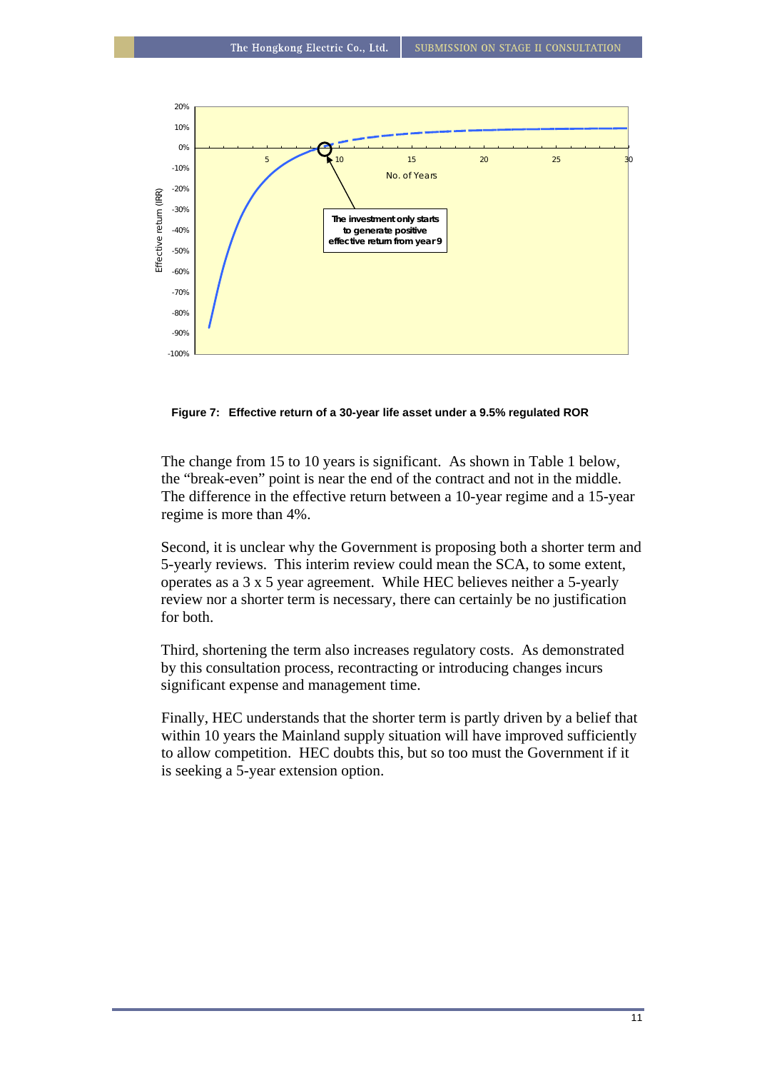**Figure 7: Effective return of a 30-year life asset under a 9.5% regulated ROR**

The change from 15 to 10 years is significant. As shown in Table 1 below, the "break-even" point is near the end of the contract and not in the middle. The difference in the effective return between a 10-year regime and a 15-year regime is more than 4%.

Second, it is unclear why the Government is proposing both a shorter term and 5-yearly reviews. This interim review could mean the SCA, to some extent, operates as a 3 x 5 year agreement. While HEC believes neither a 5-yearly review nor a shorter term is necessary, there can certainly be no justification for both.

Third, shortening the term also increases regulatory costs. As demonstrated by this consultation process, recontracting or introducing changes incurs significant expense and management time.

Finally, HEC understands that the shorter term is partly driven by a belief that within 10 years the Mainland supply situation will have improved sufficiently to allow competition. HEC doubts this, but so too must the Government if it is seeking a 5-year extension option.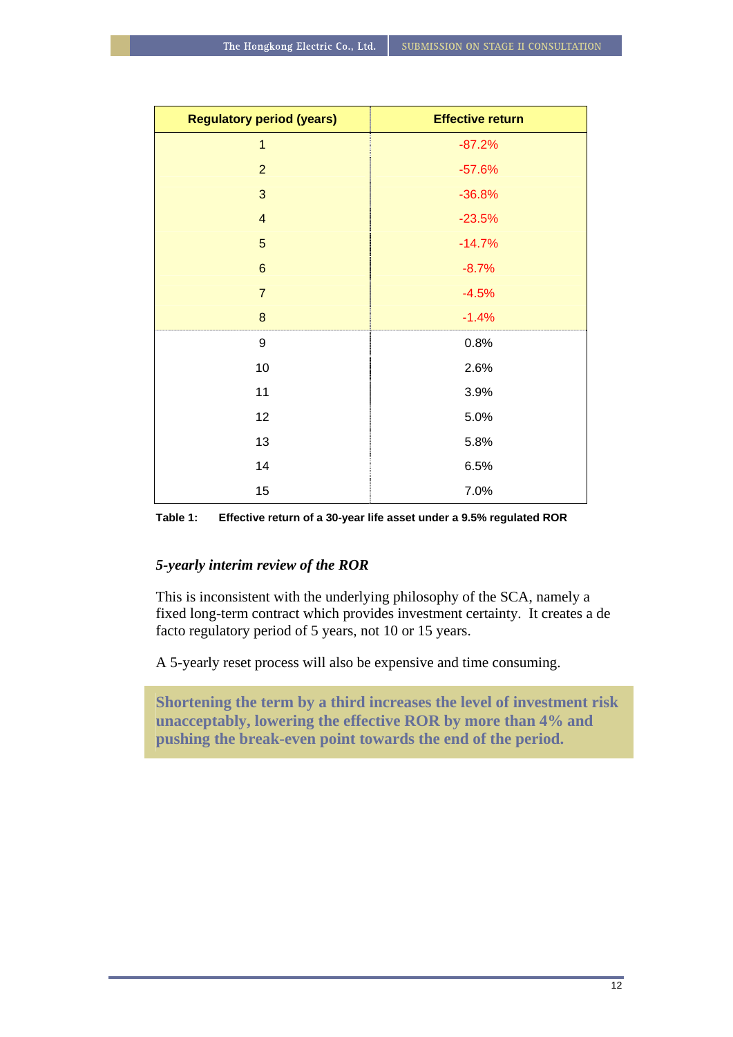| Regulatory period (years) | Effective return |
| --- | --- |
| 1 | -87.2% |
| 2 | -57.6% |
| 3 | -36.8% |
| 4 | -23.5% |
| 5 | -14.7% |
| 6 | -8.7% |
| 7 | -4.5% |
| 8 | -1.4% |
| 9 | 0.8% |
| 10 | 2.6% |
| 11 | 3.9% |
| 12 | 5.0% |
| 13 | 5.8% |
| 14 | 6.5% |
| 15 | 7.0% |

**Table 1: Effective return of a 30-year life asset under a 9.5% regulated ROR**

### *5-yearly interim review of the ROR*

This is inconsistent with the underlying philosophy of the SCA, namely a fixed long-term contract which provides investment certainty. It creates a de facto regulatory period of 5 years, not 10 or 15 years.

A 5-yearly reset process will also be expensive and time consuming.

**Shortening the term by a third increases the level of investment risk unacceptably, lowering the effective ROR by more than 4% and pushing the break-even point towards the end of the period.**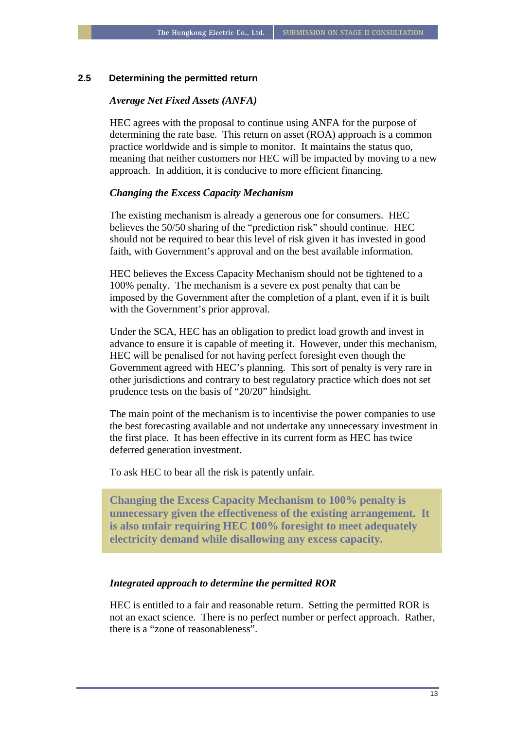## 2.5 Determining the permitted return

*Average Net Fixed Assets (ANFA)*

HEC agrees with the proposal to continue using ANFA for the purpose of determining the rate base. This return on asset (ROA) approach is a common practice worldwide and is simple to monitor. It maintains the status quo, meaning that neither customers nor HEC will be impacted by moving to a new approach. In addition, it is conducive to more efficient financing.

*Changing the Excess Capacity Mechanism*

The existing mechanism is already a generous one for consumers. HEC believes the 50/50 sharing of the "prediction risk" should continue. HEC should not be required to bear this level of risk given it has invested in good faith, with Government's approval and on the best available information.

HEC believes the Excess Capacity Mechanism should not be tightened to a 100% penalty. The mechanism is a severe ex post penalty that can be imposed by the Government after the completion of a plant, even if it is built with the Government's prior approval.

Under the SCA, HEC has an obligation to predict load growth and invest in advance to ensure it is capable of meeting it. However, under this mechanism, HEC will be penalised for not having perfect foresight even though the Government agreed with HEC's planning. This sort of penalty is very rare in other jurisdictions and contrary to best regulatory practice which does not set prudence tests on the basis of "20/20" hindsight.

The main point of the mechanism is to incentivise the power companies to use the best forecasting available and not undertake any unnecessary investment in the first place. It has been effective in its current form as HEC has twice deferred generation investment.

To ask HEC to bear all the risk is patently unfair.

**Changing the Excess Capacity Mechanism to 100% penalty is unnecessary given the effectiveness of the existing arrangement. It is also unfair requiring HEC 100% foresight to meet adequately electricity demand while disallowing any excess capacity.**

*Integrated approach to determine the permitted ROR*

HEC is entitled to a fair and reasonable return. Setting the permitted ROR is not an exact science. There is no perfect number or perfect approach. Rather, there is a "zone of reasonableness".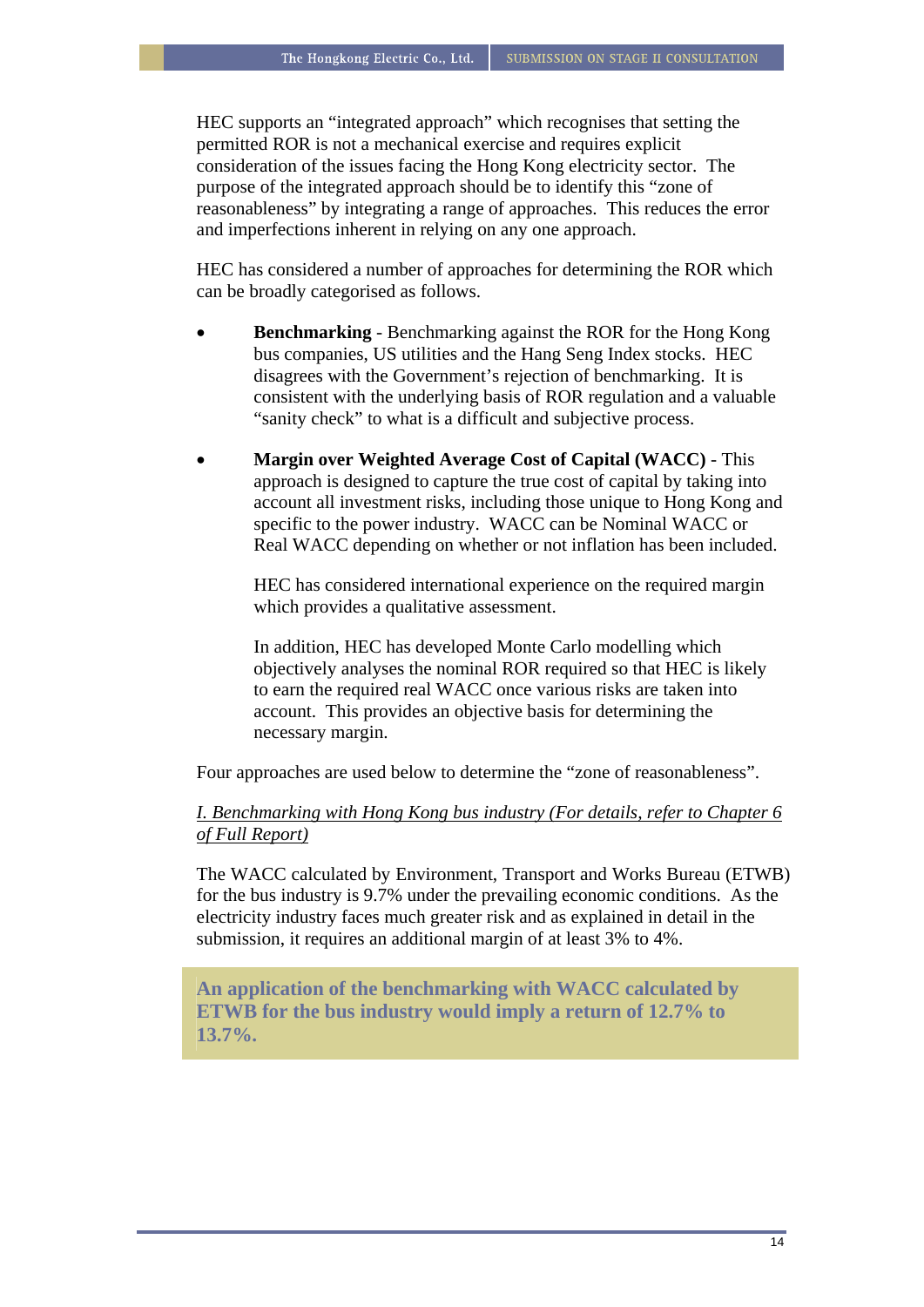HEC supports an "integrated approach" which recognises that setting the permitted ROR is not a mechanical exercise and requires explicit consideration of the issues facing the Hong Kong electricity sector. The purpose of the integrated approach should be to identify this "zone of reasonableness" by integrating a range of approaches. This reduces the error and imperfections inherent in relying on any one approach.

HEC has considered a number of approaches for determining the ROR which can be broadly categorised as follows.

- **Benchmarking** - Benchmarking against the ROR for the Hong Kong bus companies, US utilities and the Hang Seng Index stocks. HEC disagrees with the Government's rejection of benchmarking. It is consistent with the underlying basis of ROR regulation and a valuable "sanity check" to what is a difficult and subjective process.

- **Margin over Weighted Average Cost of Capital (WACC)** - This approach is designed to capture the true cost of capital by taking into account all investment risks, including those unique to Hong Kong and specific to the power industry. WACC can be Nominal WACC or Real WACC depending on whether or not inflation has been included.

  HEC has considered international experience on the required margin which provides a qualitative assessment.

  In addition, HEC has developed Monte Carlo modelling which objectively analyses the nominal ROR required so that HEC is likely to earn the required real WACC once various risks are taken into account. This provides an objective basis for determining the necessary margin.

Four approaches are used below to determine the "zone of reasonableness".

*I. Benchmarking with Hong Kong bus industry (For details, refer to Chapter 6 of Full Report)*

The WACC calculated by Environment, Transport and Works Bureau (ETWB) for the bus industry is 9.7% under the prevailing economic conditions. As the electricity industry faces much greater risk and as explained in detail in the submission, it requires an additional margin of at least 3% to 4%.

**An application of the benchmarking with WACC calculated by ETWB for the bus industry would imply a return of 12.7% to 13.7%.**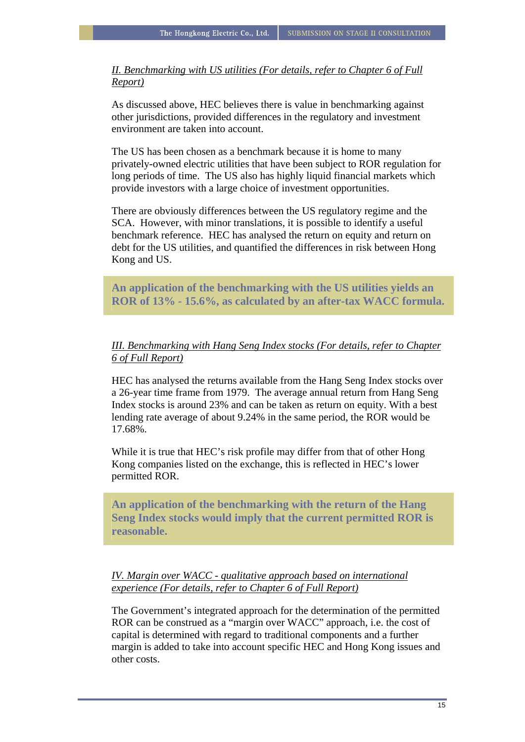*II. Benchmarking with US utilities (For details, refer to Chapter 6 of Full Report)*

As discussed above, HEC believes there is value in benchmarking against other jurisdictions, provided differences in the regulatory and investment environment are taken into account.

The US has been chosen as a benchmark because it is home to many privately-owned electric utilities that have been subject to ROR regulation for long periods of time. The US also has highly liquid financial markets which provide investors with a large choice of investment opportunities.

There are obviously differences between the US regulatory regime and the SCA. However, with minor translations, it is possible to identify a useful benchmark reference. HEC has analysed the return on equity and return on debt for the US utilities, and quantified the differences in risk between Hong Kong and US.

**An application of the benchmarking with the US utilities yields an ROR of 13% - 15.6%, as calculated by an after-tax WACC formula.**

*III. Benchmarking with Hang Seng Index stocks (For details, refer to Chapter 6 of Full Report)*

HEC has analysed the returns available from the Hang Seng Index stocks over a 26-year time frame from 1979. The average annual return from Hang Seng Index stocks is around 23% and can be taken as return on equity. With a best lending rate average of about 9.24% in the same period, the ROR would be 17.68%.

While it is true that HEC's risk profile may differ from that of other Hong Kong companies listed on the exchange, this is reflected in HEC's lower permitted ROR.

**An application of the benchmarking with the return of the Hang Seng Index stocks would imply that the current permitted ROR is reasonable.**

*IV. Margin over WACC - qualitative approach based on international experience (For details, refer to Chapter 6 of Full Report)*

The Government's integrated approach for the determination of the permitted ROR can be construed as a "margin over WACC" approach, i.e. the cost of capital is determined with regard to traditional components and a further margin is added to take into account specific HEC and Hong Kong issues and other costs.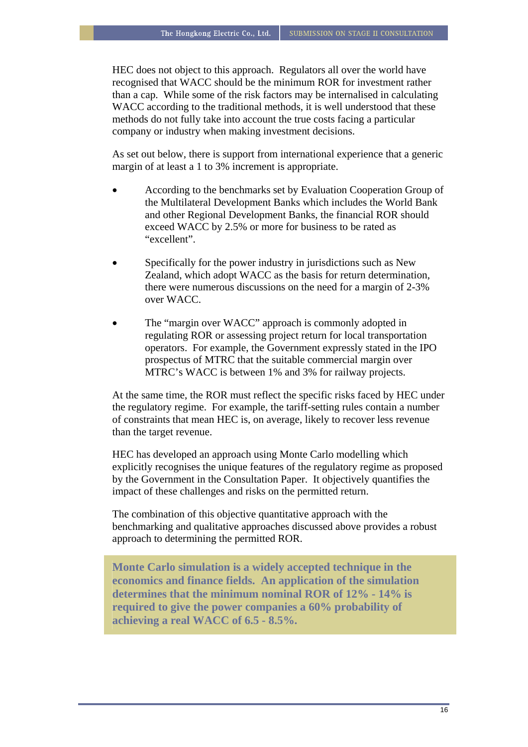HEC does not object to this approach. Regulators all over the world have recognised that WACC should be the minimum ROR for investment rather than a cap. While some of the risk factors may be internalised in calculating WACC according to the traditional methods, it is well understood that these methods do not fully take into account the true costs facing a particular company or industry when making investment decisions.

As set out below, there is support from international experience that a generic margin of at least a 1 to 3% increment is appropriate.

- According to the benchmarks set by Evaluation Cooperation Group of the Multilateral Development Banks which includes the World Bank and other Regional Development Banks, the financial ROR should exceed WACC by 2.5% or more for business to be rated as "excellent".

- Specifically for the power industry in jurisdictions such as New Zealand, which adopt WACC as the basis for return determination, there were numerous discussions on the need for a margin of 2-3% over WACC.

- The "margin over WACC" approach is commonly adopted in regulating ROR or assessing project return for local transportation operators. For example, the Government expressly stated in the IPO prospectus of MTRC that the suitable commercial margin over MTRC's WACC is between 1% and 3% for railway projects.

At the same time, the ROR must reflect the specific risks faced by HEC under the regulatory regime. For example, the tariff-setting rules contain a number of constraints that mean HEC is, on average, likely to recover less revenue than the target revenue.

HEC has developed an approach using Monte Carlo modelling which explicitly recognises the unique features of the regulatory regime as proposed by the Government in the Consultation Paper. It objectively quantifies the impact of these challenges and risks on the permitted return.

The combination of this objective quantitative approach with the benchmarking and qualitative approaches discussed above provides a robust approach to determining the permitted ROR.

**Monte Carlo simulation is a widely accepted technique in the economics and finance fields. An application of the simulation determines that the minimum nominal ROR of 12% - 14% is required to give the power companies a 60% probability of achieving a real WACC of 6.5 - 8.5%.**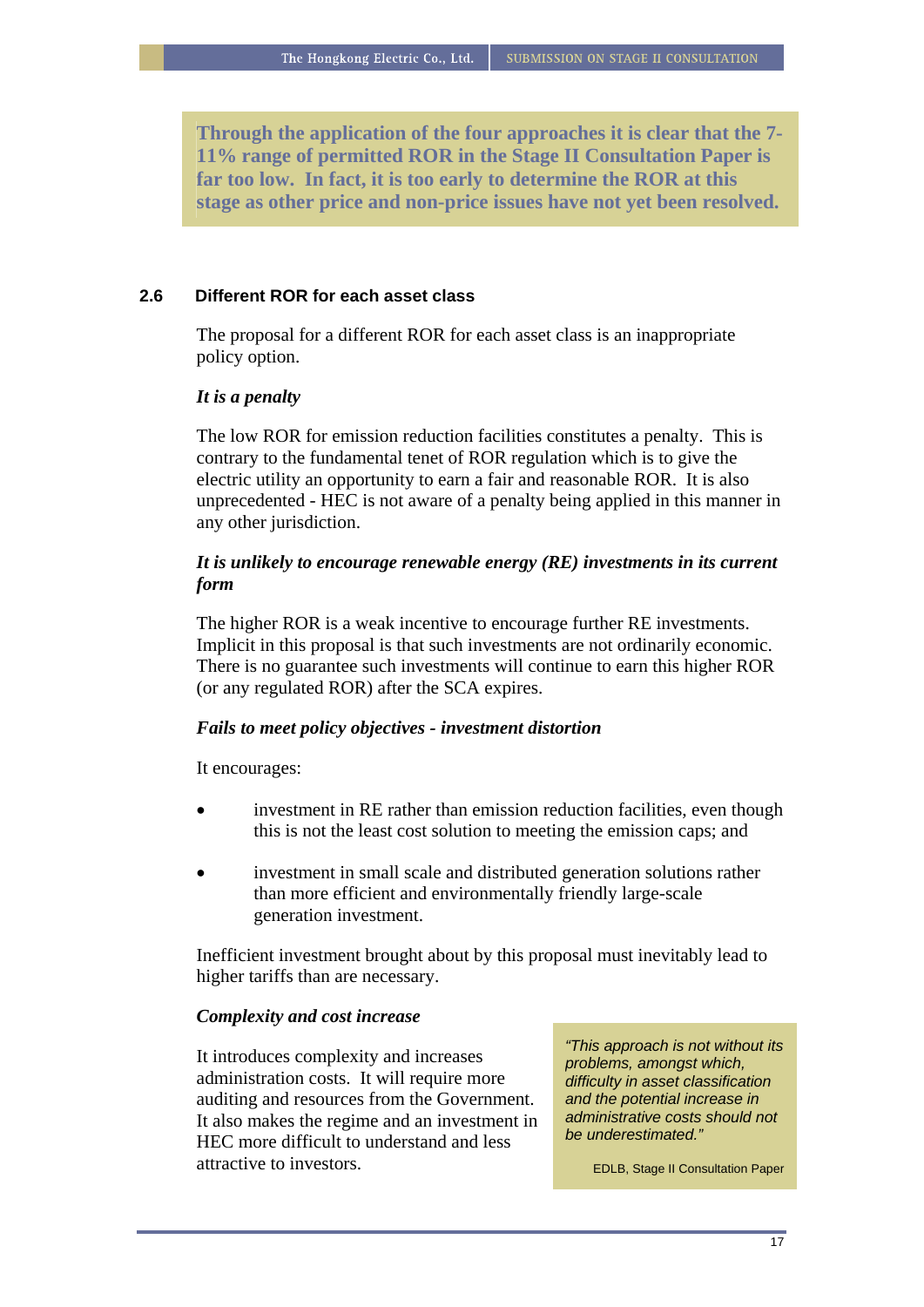**Through the application of the four approaches it is clear that the 7-11% range of permitted ROR in the Stage II Consultation Paper is far too low. In fact, it is too early to determine the ROR at this stage as other price and non-price issues have not yet been resolved.**

### 2.6 Different ROR for each asset class

The proposal for a different ROR for each asset class is an inappropriate policy option.

***It is a penalty***

The low ROR for emission reduction facilities constitutes a penalty. This is contrary to the fundamental tenet of ROR regulation which is to give the electric utility an opportunity to earn a fair and reasonable ROR. It is also unprecedented - HEC is not aware of a penalty being applied in this manner in any other jurisdiction.

***It is unlikely to encourage renewable energy (RE) investments in its current form***

The higher ROR is a weak incentive to encourage further RE investments. Implicit in this proposal is that such investments are not ordinarily economic. There is no guarantee such investments will continue to earn this higher ROR (or any regulated ROR) after the SCA expires.

***Fails to meet policy objectives - investment distortion***

It encourages:

- investment in RE rather than emission reduction facilities, even though this is not the least cost solution to meeting the emission caps; and
- investment in small scale and distributed generation solutions rather than more efficient and environmentally friendly large-scale generation investment.

Inefficient investment brought about by this proposal must inevitably lead to higher tariffs than are necessary.

***Complexity and cost increase***

It introduces complexity and increases administration costs. It will require more auditing and resources from the Government. It also makes the regime and an investment in HEC more difficult to understand and less attractive to investors.

> *"This approach is not without its problems, amongst which, difficulty in asset classification and the potential increase in administrative costs should not be underestimated."*
>
> EDLB, Stage II Consultation Paper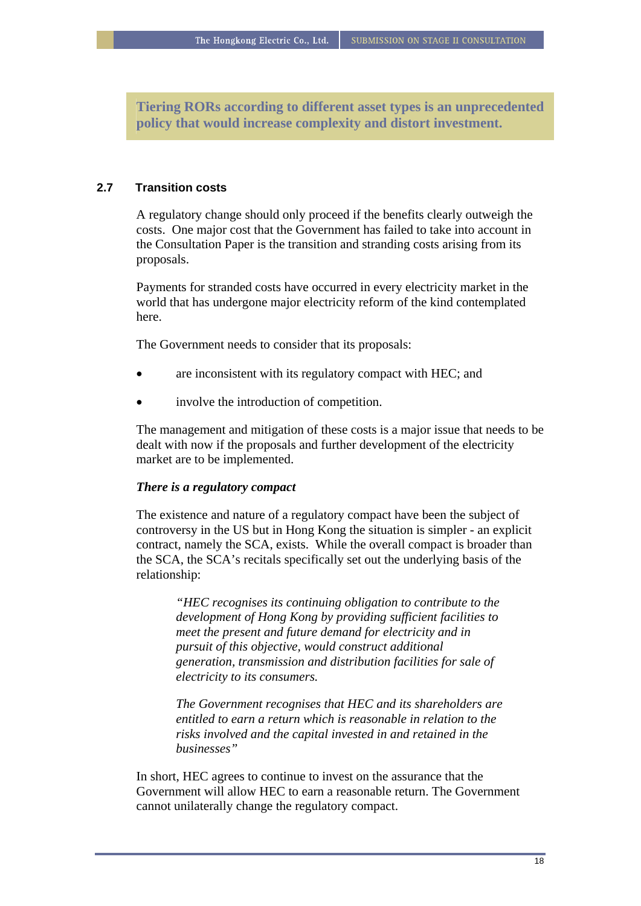**Tiering RORs according to different asset types is an unprecedented policy that would increase complexity and distort investment.**

## 2.7 Transition costs

A regulatory change should only proceed if the benefits clearly outweigh the costs. One major cost that the Government has failed to take into account in the Consultation Paper is the transition and stranding costs arising from its proposals.

Payments for stranded costs have occurred in every electricity market in the world that has undergone major electricity reform of the kind contemplated here.

The Government needs to consider that its proposals:

- are inconsistent with its regulatory compact with HEC; and
- involve the introduction of competition.

The management and mitigation of these costs is a major issue that needs to be dealt with now if the proposals and further development of the electricity market are to be implemented.

***There is a regulatory compact***

The existence and nature of a regulatory compact have been the subject of controversy in the US but in Hong Kong the situation is simpler - an explicit contract, namely the SCA, exists. While the overall compact is broader than the SCA, the SCA's recitals specifically set out the underlying basis of the relationship:

> *"HEC recognises its continuing obligation to contribute to the development of Hong Kong by providing sufficient facilities to meet the present and future demand for electricity and in pursuit of this objective, would construct additional generation, transmission and distribution facilities for sale of electricity to its consumers.*
>
> *The Government recognises that HEC and its shareholders are entitled to earn a return which is reasonable in relation to the risks involved and the capital invested in and retained in the businesses"*

In short, HEC agrees to continue to invest on the assurance that the Government will allow HEC to earn a reasonable return. The Government cannot unilaterally change the regulatory compact.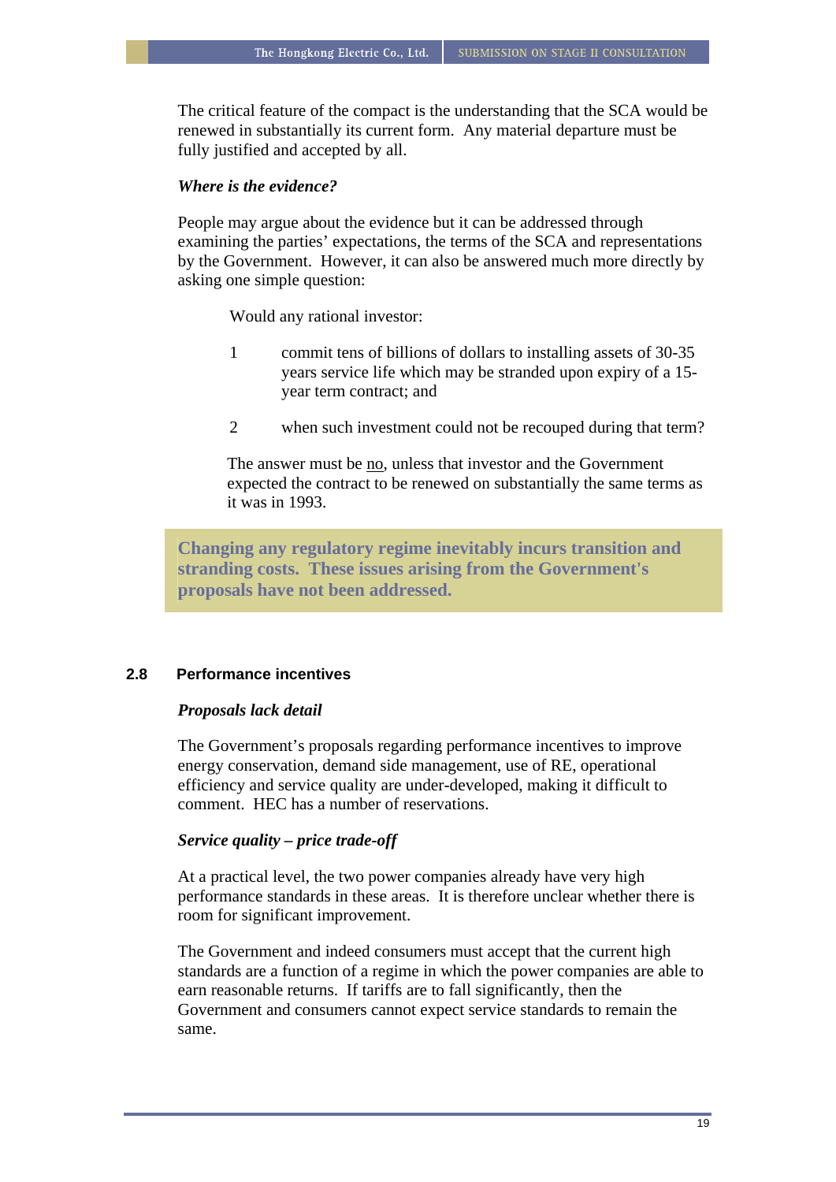The critical feature of the compact is the understanding that the SCA would be renewed in substantially its current form. Any material departure must be fully justified and accepted by all.

***Where is the evidence?***

People may argue about the evidence but it can be addressed through examining the parties' expectations, the terms of the SCA and representations by the Government. However, it can also be answered much more directly by asking one simple question:

Would any rational investor:

1. commit tens of billions of dollars to installing assets of 30-35 years service life which may be stranded upon expiry of a 15-year term contract; and

2. when such investment could not be recouped during that term?

The answer must be <u>no</u>, unless that investor and the Government expected the contract to be renewed on substantially the same terms as it was in 1993.

> **Changing any regulatory regime inevitably incurs transition and stranding costs. These issues arising from the Government's proposals have not been addressed.**

## 2.8 Performance incentives

***Proposals lack detail***

The Government's proposals regarding performance incentives to improve energy conservation, demand side management, use of RE, operational efficiency and service quality are under-developed, making it difficult to comment. HEC has a number of reservations.

***Service quality – price trade-off***

At a practical level, the two power companies already have very high performance standards in these areas. It is therefore unclear whether there is room for significant improvement.

The Government and indeed consumers must accept that the current high standards are a function of a regime in which the power companies are able to earn reasonable returns. If tariffs are to fall significantly, then the Government and consumers cannot expect service standards to remain the same.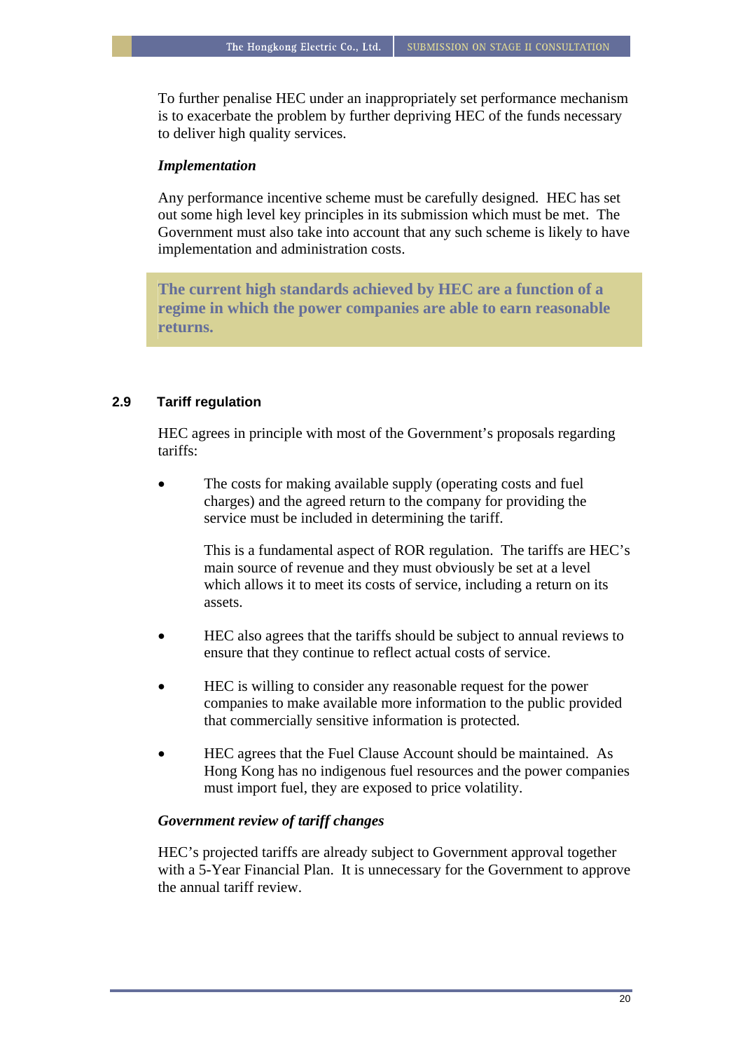To further penalise HEC under an inappropriately set performance mechanism is to exacerbate the problem by further depriving HEC of the funds necessary to deliver high quality services.

***Implementation***

Any performance incentive scheme must be carefully designed. HEC has set out some high level key principles in its submission which must be met. The Government must also take into account that any such scheme is likely to have implementation and administration costs.

> **The current high standards achieved by HEC are a function of a regime in which the power companies are able to earn reasonable returns.**

## 2.9 Tariff regulation

HEC agrees in principle with most of the Government's proposals regarding tariffs:

- The costs for making available supply (operating costs and fuel charges) and the agreed return to the company for providing the service must be included in determining the tariff.

  This is a fundamental aspect of ROR regulation. The tariffs are HEC's main source of revenue and they must obviously be set at a level which allows it to meet its costs of service, including a return on its assets.

- HEC also agrees that the tariffs should be subject to annual reviews to ensure that they continue to reflect actual costs of service.

- HEC is willing to consider any reasonable request for the power companies to make available more information to the public provided that commercially sensitive information is protected.

- HEC agrees that the Fuel Clause Account should be maintained. As Hong Kong has no indigenous fuel resources and the power companies must import fuel, they are exposed to price volatility.

***Government review of tariff changes***

HEC's projected tariffs are already subject to Government approval together with a 5-Year Financial Plan. It is unnecessary for the Government to approve the annual tariff review.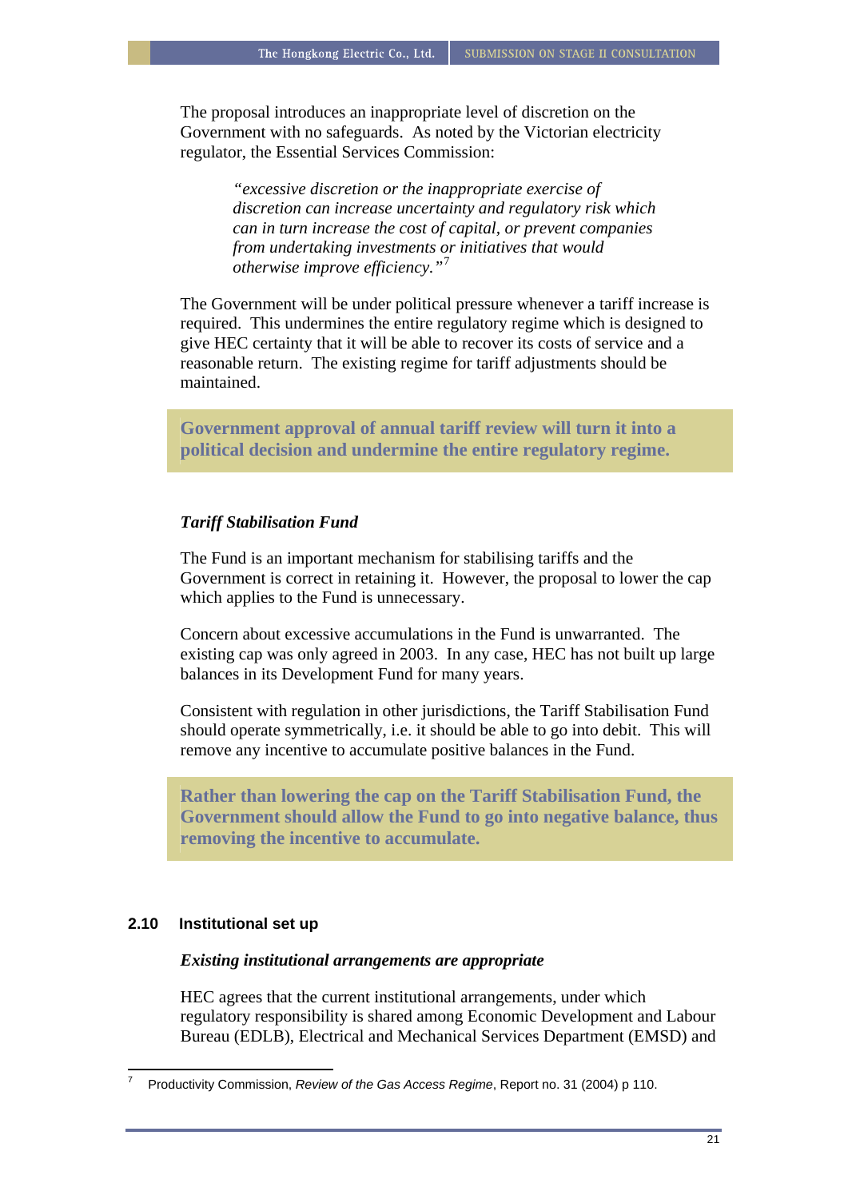The proposal introduces an inappropriate level of discretion on the Government with no safeguards. As noted by the Victorian electricity regulator, the Essential Services Commission:

> *"excessive discretion or the inappropriate exercise of discretion can increase uncertainty and regulatory risk which can in turn increase the cost of capital, or prevent companies from undertaking investments or initiatives that would otherwise improve efficiency."*[7]

The Government will be under political pressure whenever a tariff increase is required. This undermines the entire regulatory regime which is designed to give HEC certainty that it will be able to recover its costs of service and a reasonable return. The existing regime for tariff adjustments should be maintained.

**Government approval of annual tariff review will turn it into a political decision and undermine the entire regulatory regime.**

***Tariff Stabilisation Fund***

The Fund is an important mechanism for stabilising tariffs and the Government is correct in retaining it. However, the proposal to lower the cap which applies to the Fund is unnecessary.

Concern about excessive accumulations in the Fund is unwarranted. The existing cap was only agreed in 2003. In any case, HEC has not built up large balances in its Development Fund for many years.

Consistent with regulation in other jurisdictions, the Tariff Stabilisation Fund should operate symmetrically, i.e. it should be able to go into debit. This will remove any incentive to accumulate positive balances in the Fund.

**Rather than lowering the cap on the Tariff Stabilisation Fund, the Government should allow the Fund to go into negative balance, thus removing the incentive to accumulate.**

## 2.10 Institutional set up

***Existing institutional arrangements are appropriate***

HEC agrees that the current institutional arrangements, under which regulatory responsibility is shared among Economic Development and Labour Bureau (EDLB), Electrical and Mechanical Services Department (EMSD) and

---

[7] Productivity Commission, *Review of the Gas Access Regime*, Report no. 31 (2004) p 110.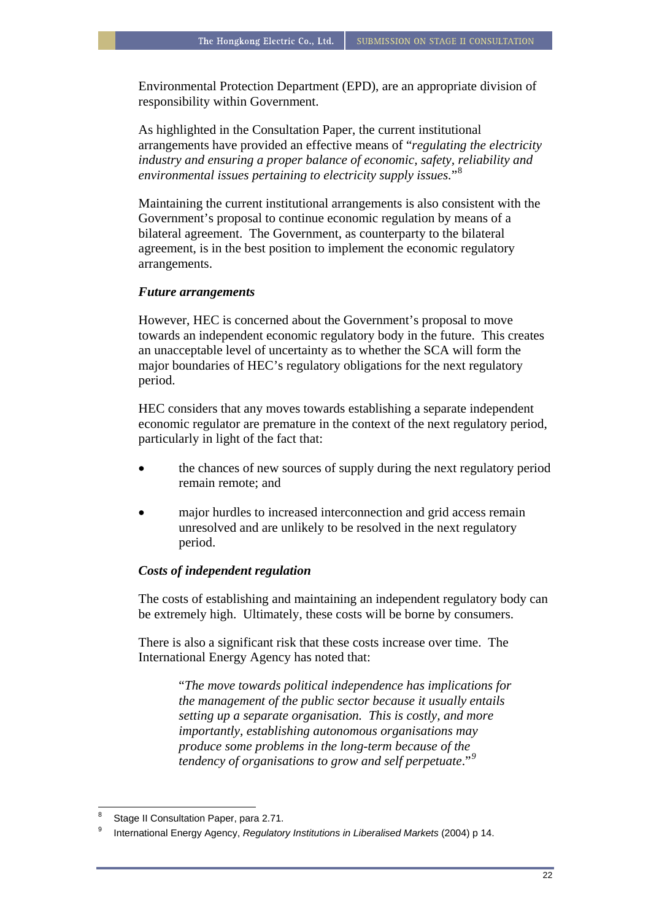Environmental Protection Department (EPD), are an appropriate division of responsibility within Government.

As highlighted in the Consultation Paper, the current institutional arrangements have provided an effective means of "*regulating the electricity industry and ensuring a proper balance of economic, safety, reliability and environmental issues pertaining to electricity supply issues.*"[8]

Maintaining the current institutional arrangements is also consistent with the Government's proposal to continue economic regulation by means of a bilateral agreement. The Government, as counterparty to the bilateral agreement, is in the best position to implement the economic regulatory arrangements.

***Future arrangements***

However, HEC is concerned about the Government's proposal to move towards an independent economic regulatory body in the future. This creates an unacceptable level of uncertainty as to whether the SCA will form the major boundaries of HEC's regulatory obligations for the next regulatory period.

HEC considers that any moves towards establishing a separate independent economic regulator are premature in the context of the next regulatory period, particularly in light of the fact that:

- the chances of new sources of supply during the next regulatory period remain remote; and
- major hurdles to increased interconnection and grid access remain unresolved and are unlikely to be resolved in the next regulatory period.

***Costs of independent regulation***

The costs of establishing and maintaining an independent regulatory body can be extremely high. Ultimately, these costs will be borne by consumers.

There is also a significant risk that these costs increase over time. The International Energy Agency has noted that:

> "*The move towards political independence has implications for the management of the public sector because it usually entails setting up a separate organisation. This is costly, and more importantly, establishing autonomous organisations may produce some problems in the long-term because of the tendency of organisations to grow and self perpetuate.*"[9]

---

[8] Stage II Consultation Paper, para 2.71.

[9] International Energy Agency, *Regulatory Institutions in Liberalised Markets* (2004) p 14.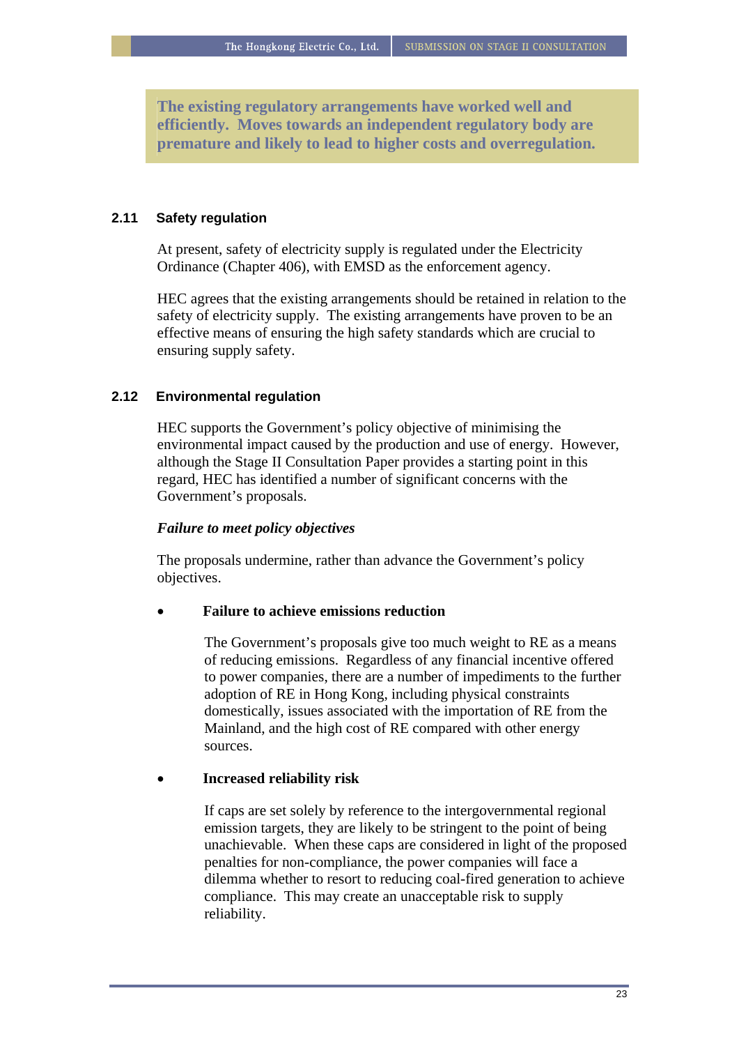**The existing regulatory arrangements have worked well and efficiently. Moves towards an independent regulatory body are premature and likely to lead to higher costs and overregulation.**

### 2.11 Safety regulation

At present, safety of electricity supply is regulated under the Electricity Ordinance (Chapter 406), with EMSD as the enforcement agency.

HEC agrees that the existing arrangements should be retained in relation to the safety of electricity supply. The existing arrangements have proven to be an effective means of ensuring the high safety standards which are crucial to ensuring supply safety.

### 2.12 Environmental regulation

HEC supports the Government's policy objective of minimising the environmental impact caused by the production and use of energy. However, although the Stage II Consultation Paper provides a starting point in this regard, HEC has identified a number of significant concerns with the Government's proposals.

***Failure to meet policy objectives***

The proposals undermine, rather than advance the Government's policy objectives.

- **Failure to achieve emissions reduction**

  The Government's proposals give too much weight to RE as a means of reducing emissions. Regardless of any financial incentive offered to power companies, there are a number of impediments to the further adoption of RE in Hong Kong, including physical constraints domestically, issues associated with the importation of RE from the Mainland, and the high cost of RE compared with other energy sources.

- **Increased reliability risk**

  If caps are set solely by reference to the intergovernmental regional emission targets, they are likely to be stringent to the point of being unachievable. When these caps are considered in light of the proposed penalties for non-compliance, the power companies will face a dilemma whether to resort to reducing coal-fired generation to achieve compliance. This may create an unacceptable risk to supply reliability.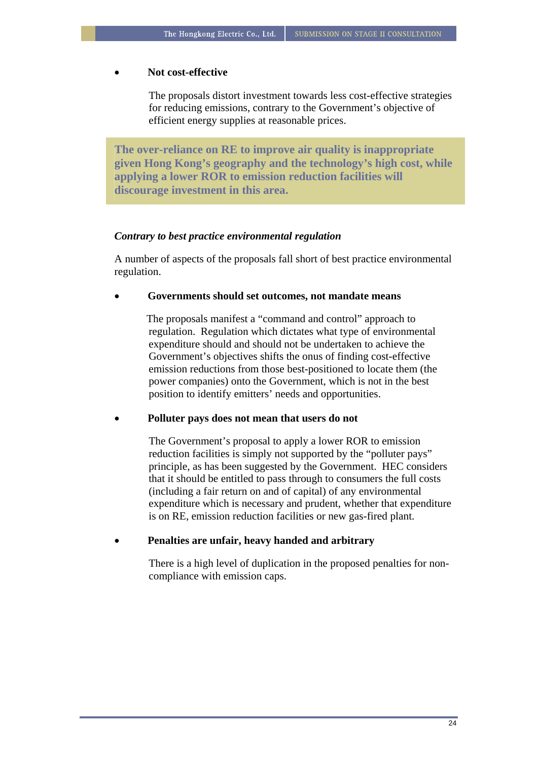- **Not cost-effective**

  The proposals distort investment towards less cost-effective strategies for reducing emissions, contrary to the Government's objective of efficient energy supplies at reasonable prices.

> **The over-reliance on RE to improve air quality is inappropriate given Hong Kong's geography and the technology's high cost, while applying a lower ROR to emission reduction facilities will discourage investment in this area.**

***Contrary to best practice environmental regulation***

A number of aspects of the proposals fall short of best practice environmental regulation.

- **Governments should set outcomes, not mandate means**

  The proposals manifest a "command and control" approach to regulation. Regulation which dictates what type of environmental expenditure should and should not be undertaken to achieve the Government's objectives shifts the onus of finding cost-effective emission reductions from those best-positioned to locate them (the power companies) onto the Government, which is not in the best position to identify emitters' needs and opportunities.

- **Polluter pays does not mean that users do not**

  The Government's proposal to apply a lower ROR to emission reduction facilities is simply not supported by the "polluter pays" principle, as has been suggested by the Government. HEC considers that it should be entitled to pass through to consumers the full costs (including a fair return on and of capital) of any environmental expenditure which is necessary and prudent, whether that expenditure is on RE, emission reduction facilities or new gas-fired plant.

- **Penalties are unfair, heavy handed and arbitrary**

  There is a high level of duplication in the proposed penalties for non-compliance with emission caps.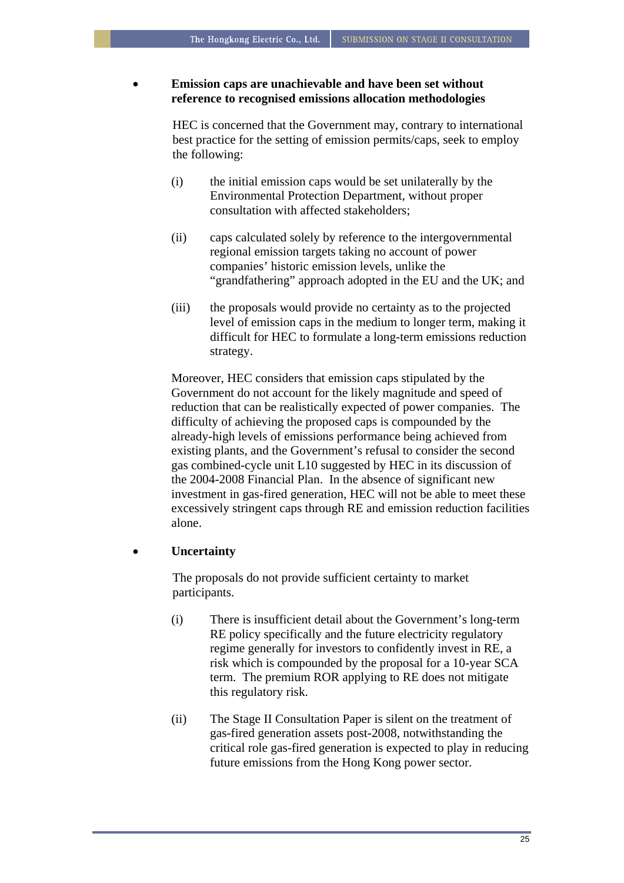- **Emission caps are unachievable and have been set without reference to recognised emissions allocation methodologies**

  HEC is concerned that the Government may, contrary to international best practice for the setting of emission permits/caps, seek to employ the following:

  (i) the initial emission caps would be set unilaterally by the Environmental Protection Department, without proper consultation with affected stakeholders;

  (ii) caps calculated solely by reference to the intergovernmental regional emission targets taking no account of power companies' historic emission levels, unlike the "grandfathering" approach adopted in the EU and the UK; and

  (iii) the proposals would provide no certainty as to the projected level of emission caps in the medium to longer term, making it difficult for HEC to formulate a long-term emissions reduction strategy.

  Moreover, HEC considers that emission caps stipulated by the Government do not account for the likely magnitude and speed of reduction that can be realistically expected of power companies. The difficulty of achieving the proposed caps is compounded by the already-high levels of emissions performance being achieved from existing plants, and the Government's refusal to consider the second gas combined-cycle unit L10 suggested by HEC in its discussion of the 2004-2008 Financial Plan. In the absence of significant new investment in gas-fired generation, HEC will not be able to meet these excessively stringent caps through RE and emission reduction facilities alone.

- **Uncertainty**

  The proposals do not provide sufficient certainty to market participants.

  (i) There is insufficient detail about the Government's long-term RE policy specifically and the future electricity regulatory regime generally for investors to confidently invest in RE, a risk which is compounded by the proposal for a 10-year SCA term. The premium ROR applying to RE does not mitigate this regulatory risk.

  (ii) The Stage II Consultation Paper is silent on the treatment of gas-fired generation assets post-2008, notwithstanding the critical role gas-fired generation is expected to play in reducing future emissions from the Hong Kong power sector.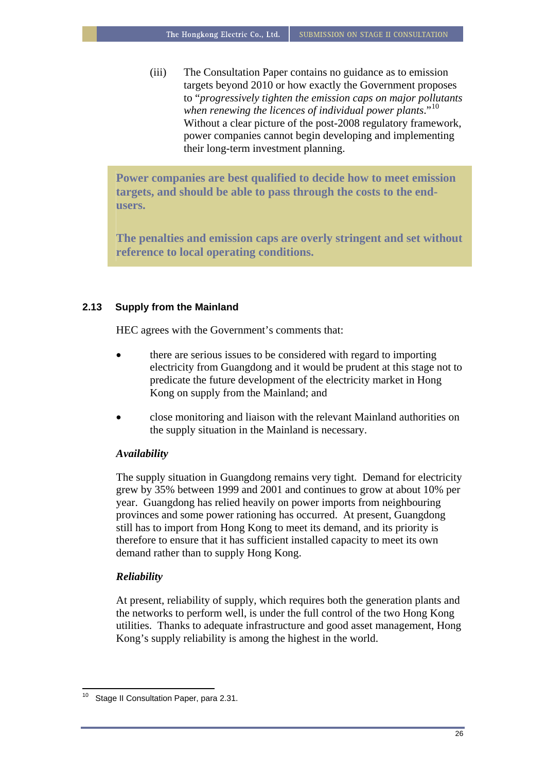(iii) The Consultation Paper contains no guidance as to emission targets beyond 2010 or how exactly the Government proposes to "*progressively tighten the emission caps on major pollutants when renewing the licences of individual power plants*."[10] Without a clear picture of the post-2008 regulatory framework, power companies cannot begin developing and implementing their long-term investment planning.

**Power companies are best qualified to decide how to meet emission targets, and should be able to pass through the costs to the end-users.**

**The penalties and emission caps are overly stringent and set without reference to local operating conditions.**

### 2.13 Supply from the Mainland

HEC agrees with the Government's comments that:

- there are serious issues to be considered with regard to importing electricity from Guangdong and it would be prudent at this stage not to predicate the future development of the electricity market in Hong Kong on supply from the Mainland; and
- close monitoring and liaison with the relevant Mainland authorities on the supply situation in the Mainland is necessary.

***Availability***

The supply situation in Guangdong remains very tight. Demand for electricity grew by 35% between 1999 and 2001 and continues to grow at about 10% per year. Guangdong has relied heavily on power imports from neighbouring provinces and some power rationing has occurred. At present, Guangdong still has to import from Hong Kong to meet its demand, and its priority is therefore to ensure that it has sufficient installed capacity to meet its own demand rather than to supply Hong Kong.

***Reliability***

At present, reliability of supply, which requires both the generation plants and the networks to perform well, is under the full control of the two Hong Kong utilities. Thanks to adequate infrastructure and good asset management, Hong Kong's supply reliability is among the highest in the world.

---

[10] Stage II Consultation Paper, para 2.31.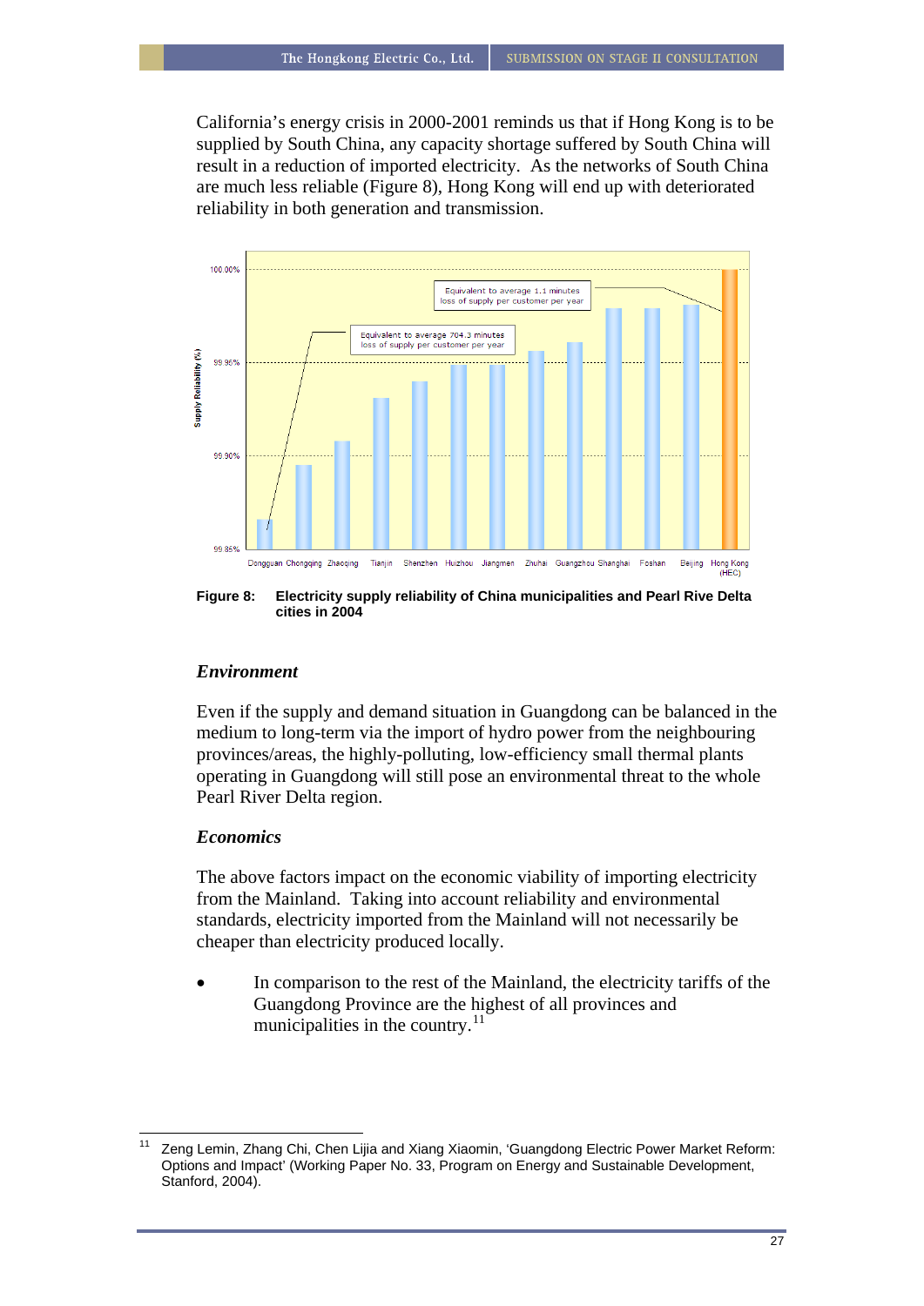California's energy crisis in 2000-2001 reminds us that if Hong Kong is to be supplied by South China, any capacity shortage suffered by South China will result in a reduction of imported electricity. As the networks of South China are much less reliable (Figure 8), Hong Kong will end up with deteriorated reliability in both generation and transmission.

**Figure 8: Electricity supply reliability of China municipalities and Pearl Rive Delta cities in 2004**

### *Environment*

Even if the supply and demand situation in Guangdong can be balanced in the medium to long-term via the import of hydro power from the neighbouring provinces/areas, the highly-polluting, low-efficiency small thermal plants operating in Guangdong will still pose an environmental threat to the whole Pearl River Delta region.

### *Economics*

The above factors impact on the economic viability of importing electricity from the Mainland. Taking into account reliability and environmental standards, electricity imported from the Mainland will not necessarily be cheaper than electricity produced locally.

- In comparison to the rest of the Mainland, the electricity tariffs of the Guangdong Province are the highest of all provinces and municipalities in the country.[11]

---

[11] Zeng Lemin, Zhang Chi, Chen Lijia and Xiang Xiaomin, 'Guangdong Electric Power Market Reform: Options and Impact' (Working Paper No. 33, Program on Energy and Sustainable Development, Stanford, 2004).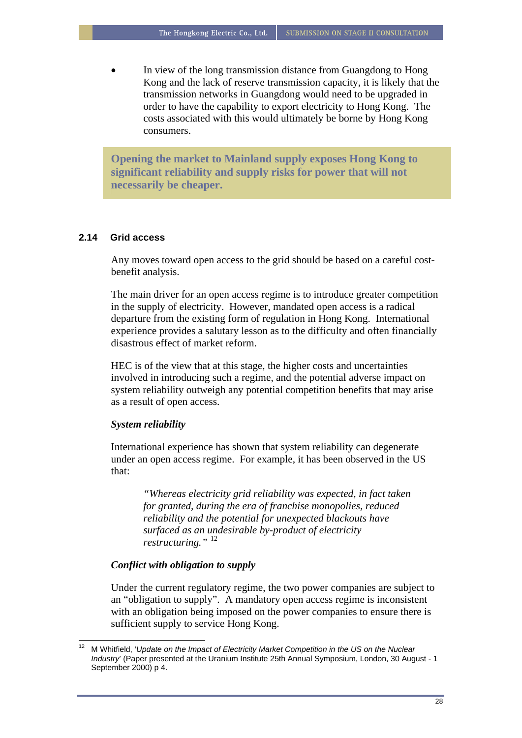- In view of the long transmission distance from Guangdong to Hong Kong and the lack of reserve transmission capacity, it is likely that the transmission networks in Guangdong would need to be upgraded in order to have the capability to export electricity to Hong Kong. The costs associated with this would ultimately be borne by Hong Kong consumers.

> **Opening the market to Mainland supply exposes Hong Kong to significant reliability and supply risks for power that will not necessarily be cheaper.**

## 2.14 Grid access

Any moves toward open access to the grid should be based on a careful cost-benefit analysis.

The main driver for an open access regime is to introduce greater competition in the supply of electricity. However, mandated open access is a radical departure from the existing form of regulation in Hong Kong. International experience provides a salutary lesson as to the difficulty and often financially disastrous effect of market reform.

HEC is of the view that at this stage, the higher costs and uncertainties involved in introducing such a regime, and the potential adverse impact on system reliability outweigh any potential competition benefits that may arise as a result of open access.

***System reliability***

International experience has shown that system reliability can degenerate under an open access regime. For example, it has been observed in the US that:

> *"Whereas electricity grid reliability was expected, in fact taken for granted, during the era of franchise monopolies, reduced reliability and the potential for unexpected blackouts have surfaced as an undesirable by-product of electricity restructuring."* [12]

***Conflict with obligation to supply***

Under the current regulatory regime, the two power companies are subject to an "obligation to supply". A mandatory open access regime is inconsistent with an obligation being imposed on the power companies to ensure there is sufficient supply to service Hong Kong.

---

[12] M Whitfield, '*Update on the Impact of Electricity Market Competition in the US on the Nuclear Industry*' (Paper presented at the Uranium Institute 25th Annual Symposium, London, 30 August - 1 September 2000) p 4.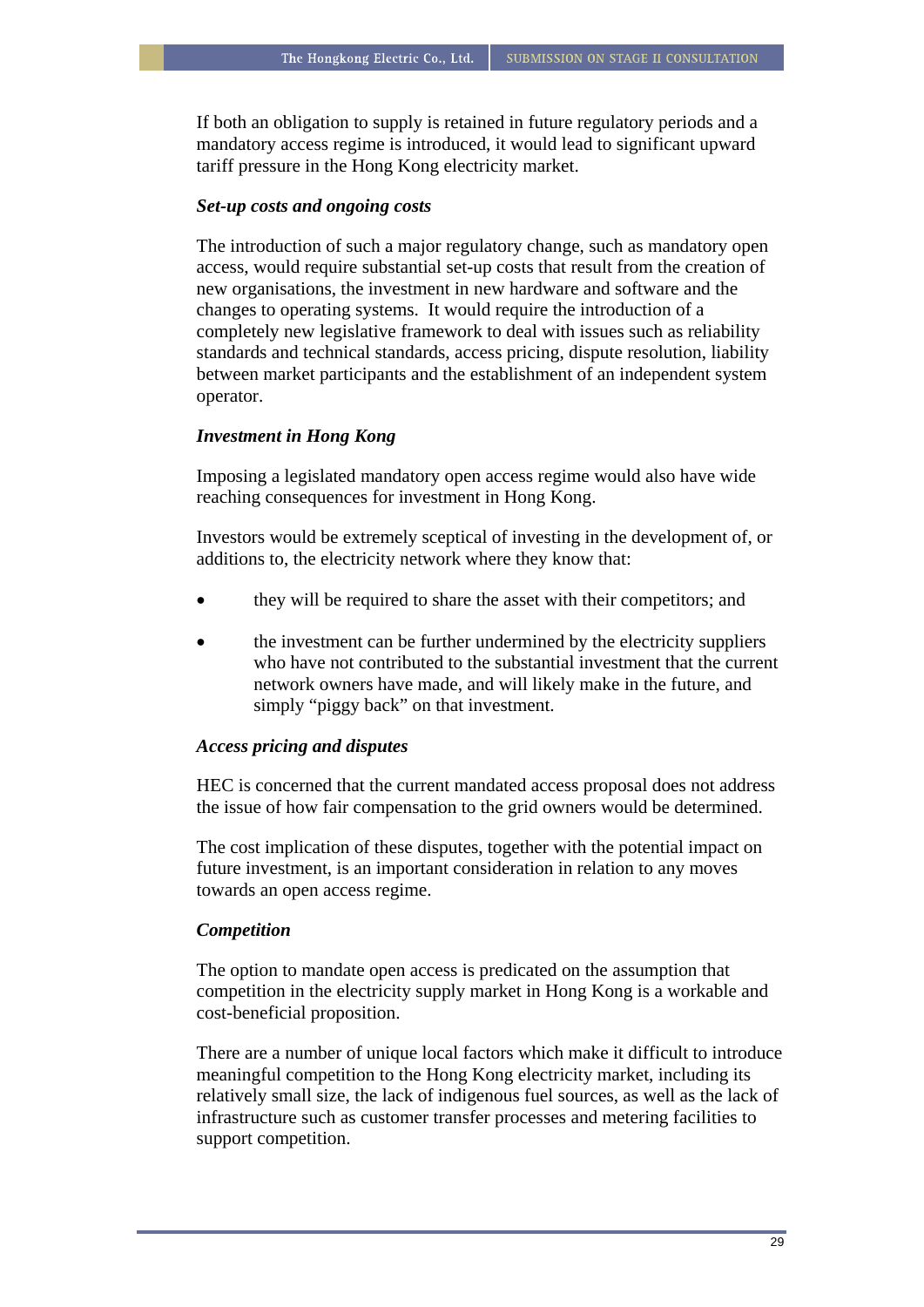If both an obligation to supply is retained in future regulatory periods and a mandatory access regime is introduced, it would lead to significant upward tariff pressure in the Hong Kong electricity market.

***Set-up costs and ongoing costs***

The introduction of such a major regulatory change, such as mandatory open access, would require substantial set-up costs that result from the creation of new organisations, the investment in new hardware and software and the changes to operating systems. It would require the introduction of a completely new legislative framework to deal with issues such as reliability standards and technical standards, access pricing, dispute resolution, liability between market participants and the establishment of an independent system operator.

***Investment in Hong Kong***

Imposing a legislated mandatory open access regime would also have wide reaching consequences for investment in Hong Kong.

Investors would be extremely sceptical of investing in the development of, or additions to, the electricity network where they know that:

- they will be required to share the asset with their competitors; and
- the investment can be further undermined by the electricity suppliers who have not contributed to the substantial investment that the current network owners have made, and will likely make in the future, and simply "piggy back" on that investment.

***Access pricing and disputes***

HEC is concerned that the current mandated access proposal does not address the issue of how fair compensation to the grid owners would be determined.

The cost implication of these disputes, together with the potential impact on future investment, is an important consideration in relation to any moves towards an open access regime.

***Competition***

The option to mandate open access is predicated on the assumption that competition in the electricity supply market in Hong Kong is a workable and cost-beneficial proposition.

There are a number of unique local factors which make it difficult to introduce meaningful competition to the Hong Kong electricity market, including its relatively small size, the lack of indigenous fuel sources, as well as the lack of infrastructure such as customer transfer processes and metering facilities to support competition.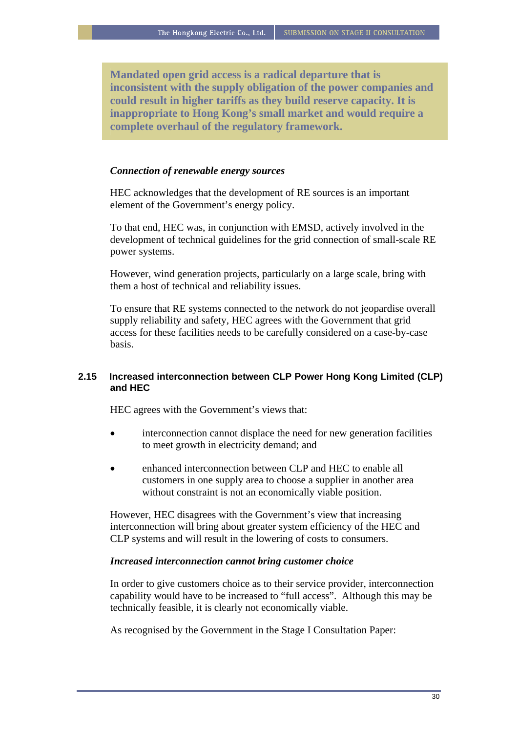**Mandated open grid access is a radical departure that is inconsistent with the supply obligation of the power companies and could result in higher tariffs as they build reserve capacity. It is inappropriate to Hong Kong's small market and would require a complete overhaul of the regulatory framework.**

***Connection of renewable energy sources***

HEC acknowledges that the development of RE sources is an important element of the Government's energy policy.

To that end, HEC was, in conjunction with EMSD, actively involved in the development of technical guidelines for the grid connection of small-scale RE power systems.

However, wind generation projects, particularly on a large scale, bring with them a host of technical and reliability issues.

To ensure that RE systems connected to the network do not jeopardise overall supply reliability and safety, HEC agrees with the Government that grid access for these facilities needs to be carefully considered on a case-by-case basis.

### 2.15 Increased interconnection between CLP Power Hong Kong Limited (CLP) and HEC

HEC agrees with the Government's views that:

- interconnection cannot displace the need for new generation facilities to meet growth in electricity demand; and
- enhanced interconnection between CLP and HEC to enable all customers in one supply area to choose a supplier in another area without constraint is not an economically viable position.

However, HEC disagrees with the Government's view that increasing interconnection will bring about greater system efficiency of the HEC and CLP systems and will result in the lowering of costs to consumers.

***Increased interconnection cannot bring customer choice***

In order to give customers choice as to their service provider, interconnection capability would have to be increased to "full access". Although this may be technically feasible, it is clearly not economically viable.

As recognised by the Government in the Stage I Consultation Paper: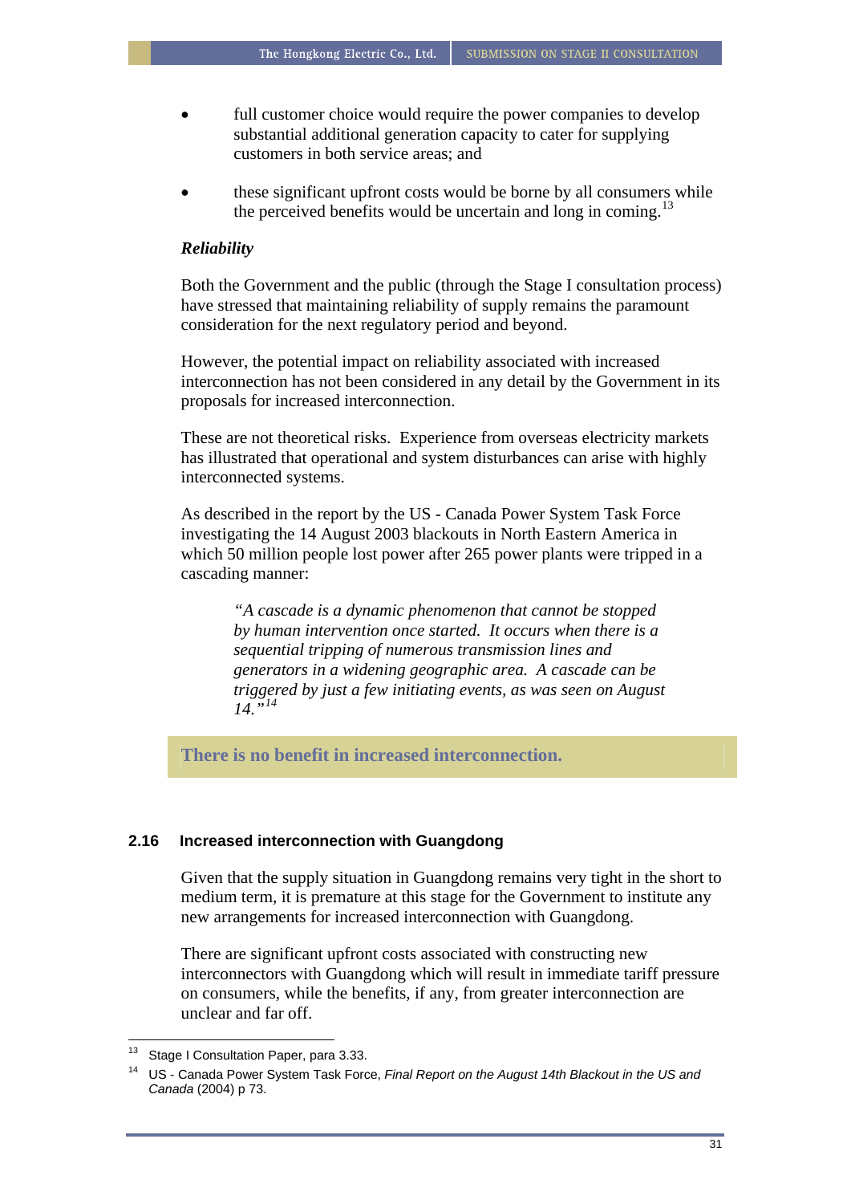- full customer choice would require the power companies to develop substantial additional generation capacity to cater for supplying customers in both service areas; and

- these significant upfront costs would be borne by all consumers while the perceived benefits would be uncertain and long in coming.[13]

***Reliability***

Both the Government and the public (through the Stage I consultation process) have stressed that maintaining reliability of supply remains the paramount consideration for the next regulatory period and beyond.

However, the potential impact on reliability associated with increased interconnection has not been considered in any detail by the Government in its proposals for increased interconnection.

These are not theoretical risks. Experience from overseas electricity markets has illustrated that operational and system disturbances can arise with highly interconnected systems.

As described in the report by the US - Canada Power System Task Force investigating the 14 August 2003 blackouts in North Eastern America in which 50 million people lost power after 265 power plants were tripped in a cascading manner:

> *"A cascade is a dynamic phenomenon that cannot be stopped by human intervention once started. It occurs when there is a sequential tripping of numerous transmission lines and generators in a widening geographic area. A cascade can be triggered by just a few initiating events, as was seen on August 14."*[14]

**There is no benefit in increased interconnection.**

### 2.16 Increased interconnection with Guangdong

Given that the supply situation in Guangdong remains very tight in the short to medium term, it is premature at this stage for the Government to institute any new arrangements for increased interconnection with Guangdong.

There are significant upfront costs associated with constructing new interconnectors with Guangdong which will result in immediate tariff pressure on consumers, while the benefits, if any, from greater interconnection are unclear and far off.

---

[13] Stage I Consultation Paper, para 3.33.

[14] US - Canada Power System Task Force, *Final Report on the August 14th Blackout in the US and Canada* (2004) p 73.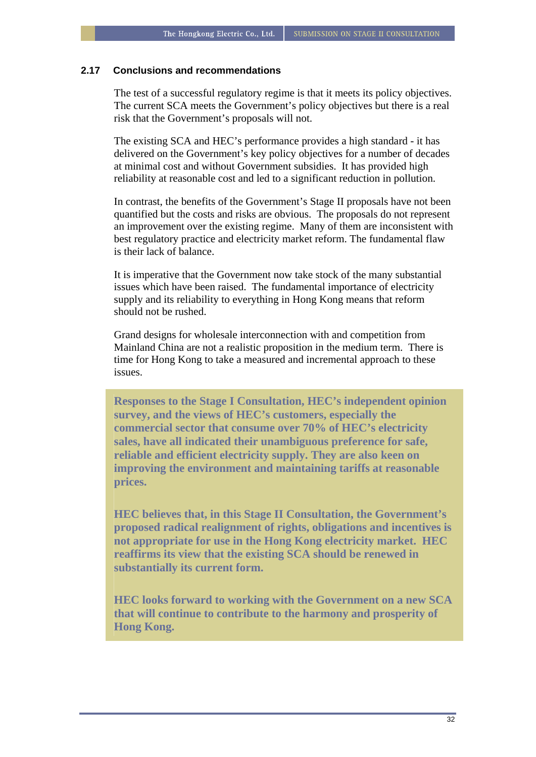### 2.17 Conclusions and recommendations

The test of a successful regulatory regime is that it meets its policy objectives. The current SCA meets the Government's policy objectives but there is a real risk that the Government's proposals will not.

The existing SCA and HEC's performance provides a high standard - it has delivered on the Government's key policy objectives for a number of decades at minimal cost and without Government subsidies. It has provided high reliability at reasonable cost and led to a significant reduction in pollution.

In contrast, the benefits of the Government's Stage II proposals have not been quantified but the costs and risks are obvious. The proposals do not represent an improvement over the existing regime. Many of them are inconsistent with best regulatory practice and electricity market reform. The fundamental flaw is their lack of balance.

It is imperative that the Government now take stock of the many substantial issues which have been raised. The fundamental importance of electricity supply and its reliability to everything in Hong Kong means that reform should not be rushed.

Grand designs for wholesale interconnection with and competition from Mainland China are not a realistic proposition in the medium term. There is time for Hong Kong to take a measured and incremental approach to these issues.

**Responses to the Stage I Consultation, HEC's independent opinion survey, and the views of HEC's customers, especially the commercial sector that consume over 70% of HEC's electricity sales, have all indicated their unambiguous preference for safe, reliable and efficient electricity supply. They are also keen on improving the environment and maintaining tariffs at reasonable prices.**

**HEC believes that, in this Stage II Consultation, the Government's proposed radical realignment of rights, obligations and incentives is not appropriate for use in the Hong Kong electricity market. HEC reaffirms its view that the existing SCA should be renewed in substantially its current form.**

**HEC looks forward to working with the Government on a new SCA that will continue to contribute to the harmony and prosperity of Hong Kong.**